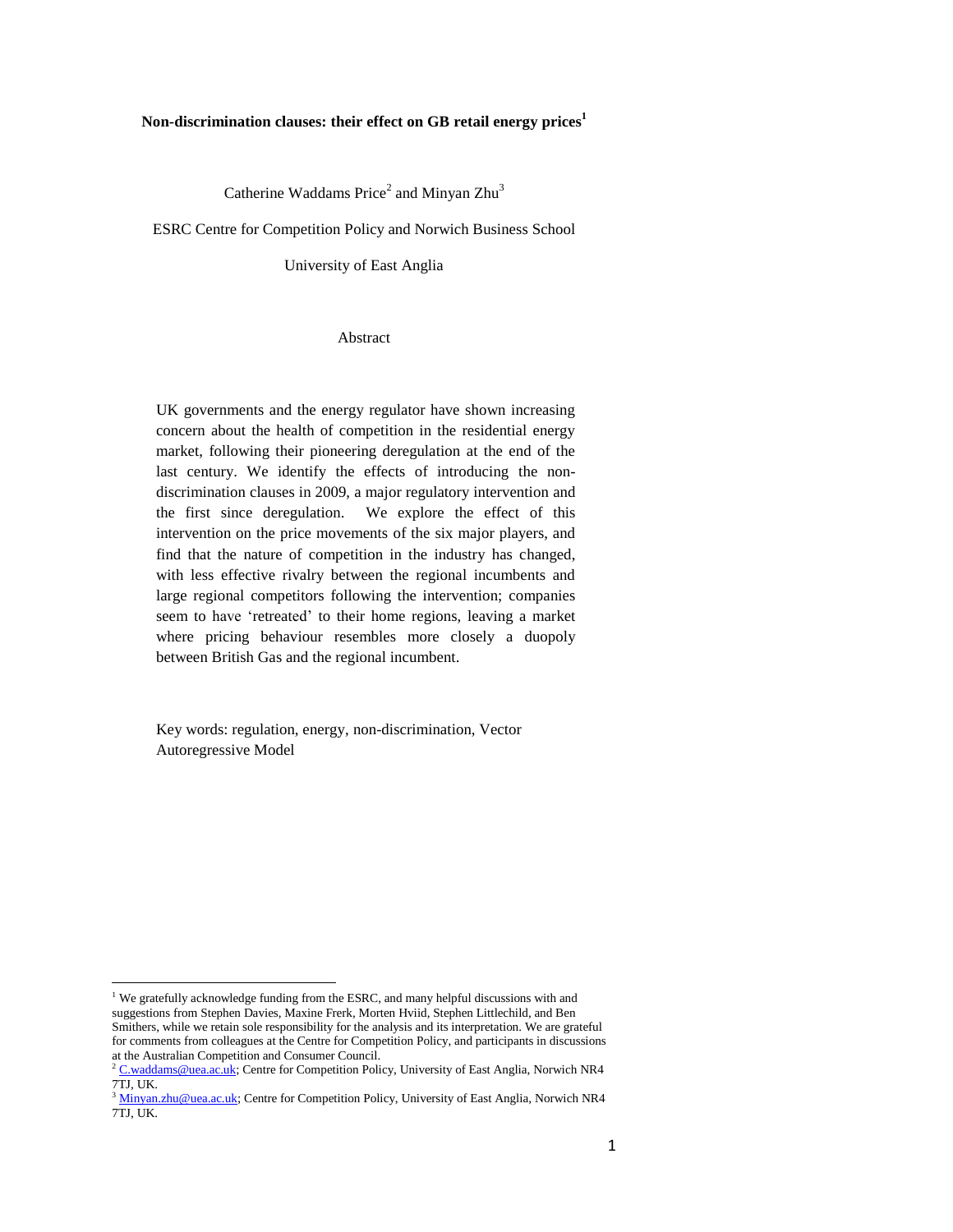# Non-discrimination clauses: their effect on GB retail energy prices[1]

Catherine Waddams Price[2] and Minyan Zhu[3]

ESRC Centre for Competition Policy and Norwich Business School

University of East Anglia

## Abstract

UK governments and the energy regulator have shown increasing concern about the health of competition in the residential energy market, following their pioneering deregulation at the end of the last century. We identify the effects of introducing the non-discrimination clauses in 2009, a major regulatory intervention and the first since deregulation. We explore the effect of this intervention on the price movements of the six major players, and find that the nature of competition in the industry has changed, with less effective rivalry between the regional incumbents and large regional competitors following the intervention; companies seem to have 'retreated' to their home regions, leaving a market where pricing behaviour resembles more closely a duopoly between British Gas and the regional incumbent.

Key words: regulation, energy, non-discrimination, Vector Autoregressive Model

---

[1] We gratefully acknowledge funding from the ESRC, and many helpful discussions with and suggestions from Stephen Davies, Maxine Frerk, Morten Hviid, Stephen Littlechild, and Ben Smithers, while we retain sole responsibility for the analysis and its interpretation. We are grateful for comments from colleagues at the Centre for Competition Policy, and participants in discussions at the Australian Competition and Consumer Council.

[2] C.waddams@uea.ac.uk; Centre for Competition Policy, University of East Anglia, Norwich NR4 7TJ, UK.

[3] Minyan.zhu@uea.ac.uk; Centre for Competition Policy, University of East Anglia, Norwich NR4 7TJ, UK.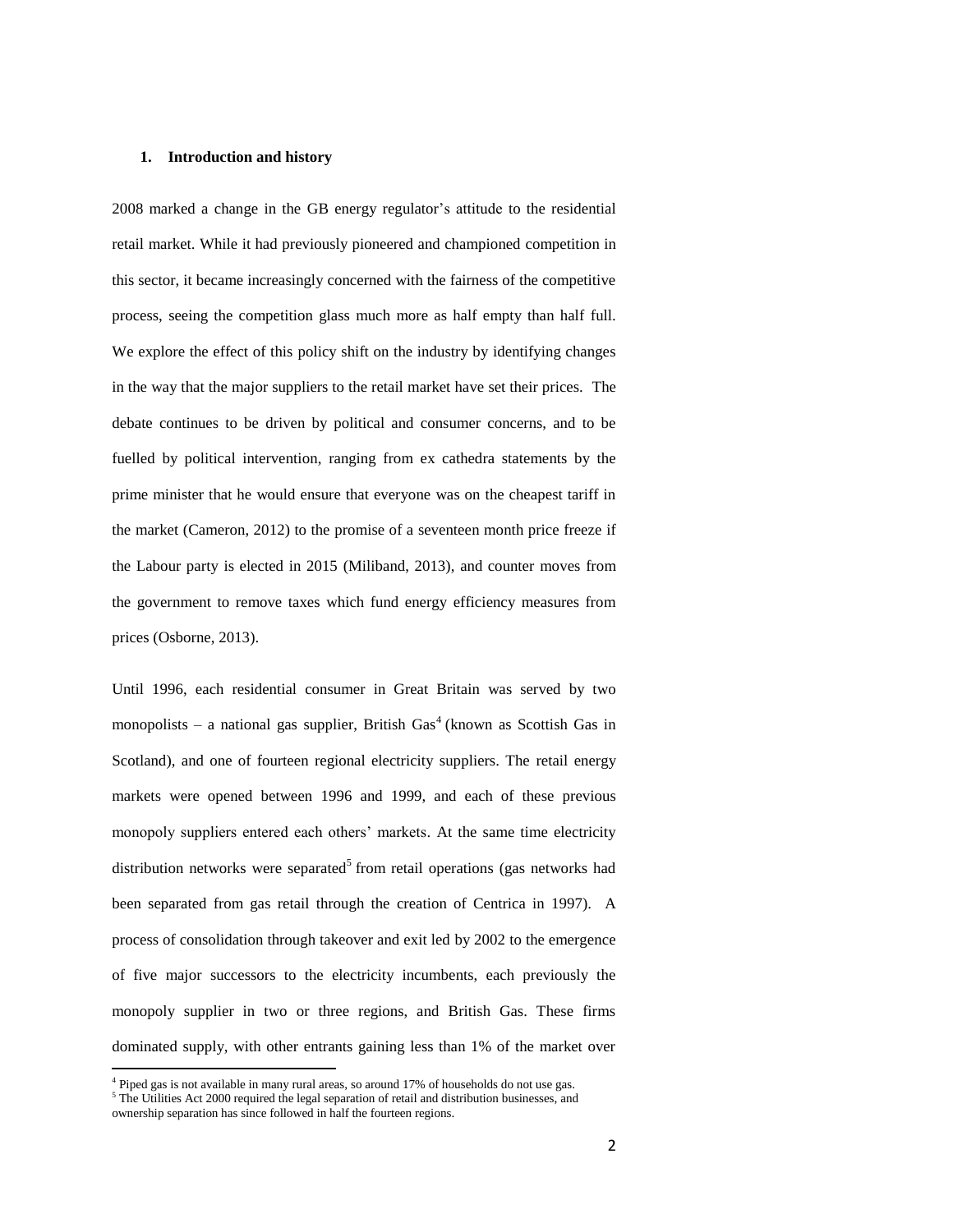## 1. Introduction and history

2008 marked a change in the GB energy regulator's attitude to the residential retail market. While it had previously pioneered and championed competition in this sector, it became increasingly concerned with the fairness of the competitive process, seeing the competition glass much more as half empty than half full. We explore the effect of this policy shift on the industry by identifying changes in the way that the major suppliers to the retail market have set their prices. The debate continues to be driven by political and consumer concerns, and to be fuelled by political intervention, ranging from ex cathedra statements by the prime minister that he would ensure that everyone was on the cheapest tariff in the market (Cameron, 2012) to the promise of a seventeen month price freeze if the Labour party is elected in 2015 (Miliband, 2013), and counter moves from the government to remove taxes which fund energy efficiency measures from prices (Osborne, 2013).

Until 1996, each residential consumer in Great Britain was served by two monopolists – a national gas supplier, British Gas[4] (known as Scottish Gas in Scotland), and one of fourteen regional electricity suppliers. The retail energy markets were opened between 1996 and 1999, and each of these previous monopoly suppliers entered each others' markets. At the same time electricity distribution networks were separated[5] from retail operations (gas networks had been separated from gas retail through the creation of Centrica in 1997). A process of consolidation through takeover and exit led by 2002 to the emergence of five major successors to the electricity incumbents, each previously the monopoly supplier in two or three regions, and British Gas. These firms dominated supply, with other entrants gaining less than 1% of the market over

[4] Piped gas is not available in many rural areas, so around 17% of households do not use gas.

[5] The Utilities Act 2000 required the legal separation of retail and distribution businesses, and ownership separation has since followed in half the fourteen regions.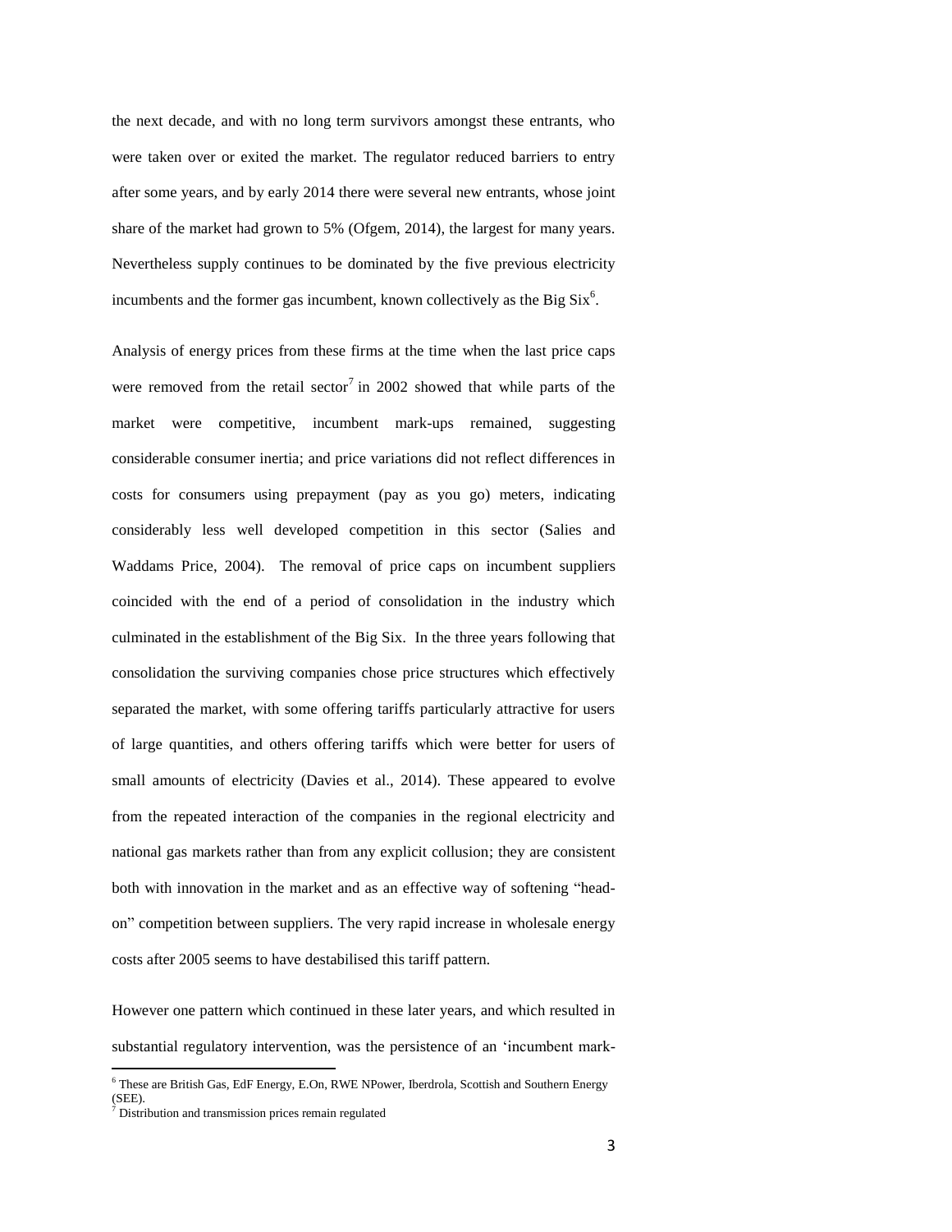the next decade, and with no long term survivors amongst these entrants, who were taken over or exited the market. The regulator reduced barriers to entry after some years, and by early 2014 there were several new entrants, whose joint share of the market had grown to 5% (Ofgem, 2014), the largest for many years. Nevertheless supply continues to be dominated by the five previous electricity incumbents and the former gas incumbent, known collectively as the Big Six[6].

Analysis of energy prices from these firms at the time when the last price caps were removed from the retail sector[7] in 2002 showed that while parts of the market were competitive, incumbent mark-ups remained, suggesting considerable consumer inertia; and price variations did not reflect differences in costs for consumers using prepayment (pay as you go) meters, indicating considerably less well developed competition in this sector (Salies and Waddams Price, 2004). The removal of price caps on incumbent suppliers coincided with the end of a period of consolidation in the industry which culminated in the establishment of the Big Six. In the three years following that consolidation the surviving companies chose price structures which effectively separated the market, with some offering tariffs particularly attractive for users of large quantities, and others offering tariffs which were better for users of small amounts of electricity (Davies et al., 2014). These appeared to evolve from the repeated interaction of the companies in the regional electricity and national gas markets rather than from any explicit collusion; they are consistent both with innovation in the market and as an effective way of softening "head-on" competition between suppliers. The very rapid increase in wholesale energy costs after 2005 seems to have destabilised this tariff pattern.

However one pattern which continued in these later years, and which resulted in substantial regulatory intervention, was the persistence of an 'incumbent mark-

[6] These are British Gas, EdF Energy, E.On, RWE NPower, Iberdrola, Scottish and Southern Energy (SEE).

[7] Distribution and transmission prices remain regulated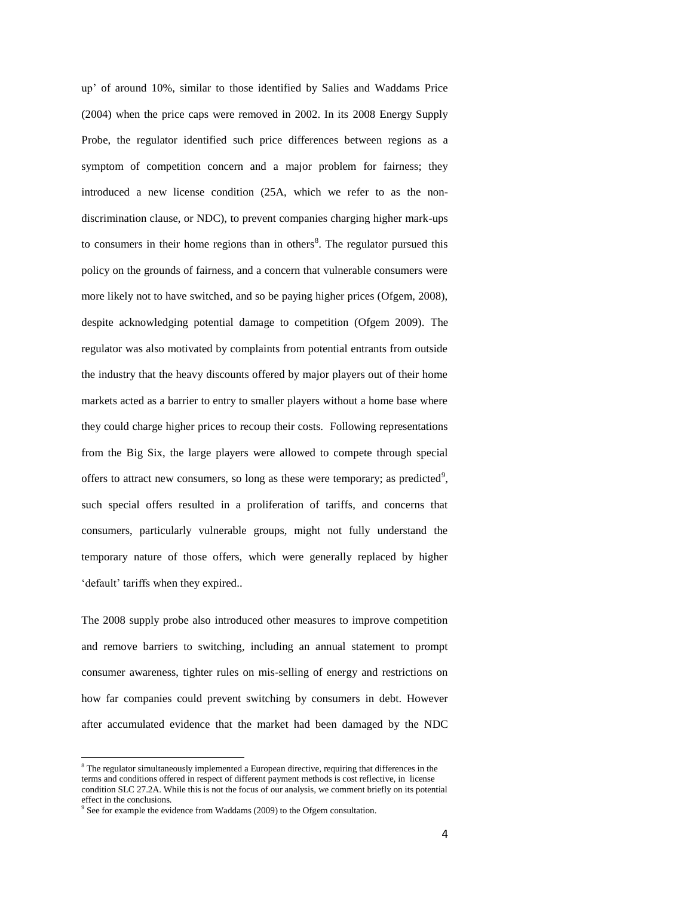up' of around 10%, similar to those identified by Salies and Waddams Price (2004) when the price caps were removed in 2002. In its 2008 Energy Supply Probe, the regulator identified such price differences between regions as a symptom of competition concern and a major problem for fairness; they introduced a new license condition (25A, which we refer to as the non-discrimination clause, or NDC), to prevent companies charging higher mark-ups to consumers in their home regions than in others[8]. The regulator pursued this policy on the grounds of fairness, and a concern that vulnerable consumers were more likely not to have switched, and so be paying higher prices (Ofgem, 2008), despite acknowledging potential damage to competition (Ofgem 2009). The regulator was also motivated by complaints from potential entrants from outside the industry that the heavy discounts offered by major players out of their home markets acted as a barrier to entry to smaller players without a home base where they could charge higher prices to recoup their costs. Following representations from the Big Six, the large players were allowed to compete through special offers to attract new consumers, so long as these were temporary; as predicted[9], such special offers resulted in a proliferation of tariffs, and concerns that consumers, particularly vulnerable groups, might not fully understand the temporary nature of those offers, which were generally replaced by higher 'default' tariffs when they expired..

The 2008 supply probe also introduced other measures to improve competition and remove barriers to switching, including an annual statement to prompt consumer awareness, tighter rules on mis-selling of energy and restrictions on how far companies could prevent switching by consumers in debt. However after accumulated evidence that the market had been damaged by the NDC

[8] The regulator simultaneously implemented a European directive, requiring that differences in the terms and conditions offered in respect of different payment methods is cost reflective, in license condition SLC 27.2A. While this is not the focus of our analysis, we comment briefly on its potential effect in the conclusions.

[9] See for example the evidence from Waddams (2009) to the Ofgem consultation.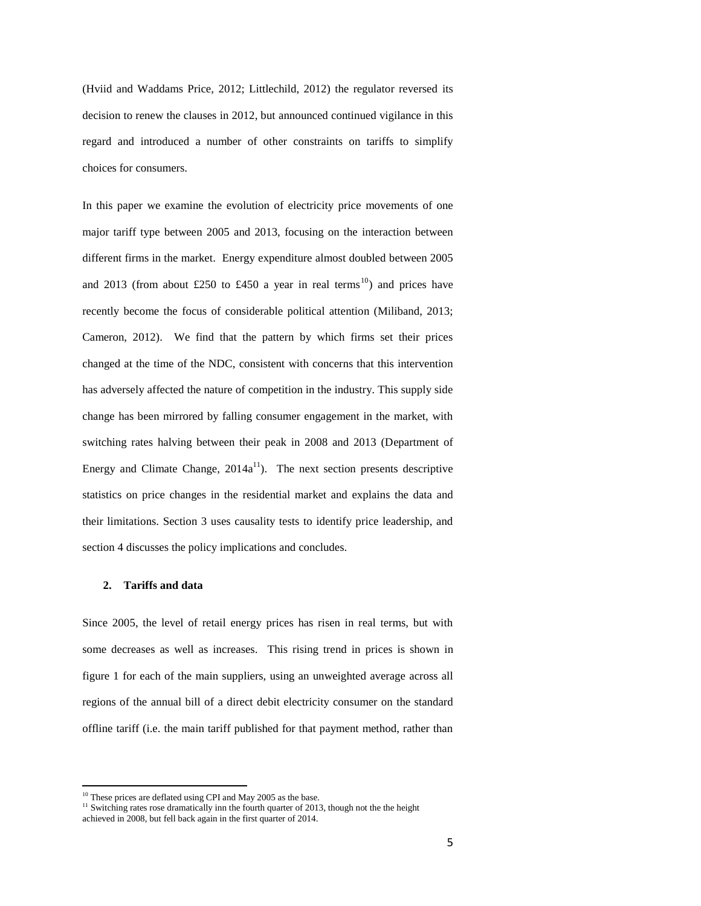(Hviid and Waddams Price, 2012; Littlechild, 2012) the regulator reversed its decision to renew the clauses in 2012, but announced continued vigilance in this regard and introduced a number of other constraints on tariffs to simplify choices for consumers.

In this paper we examine the evolution of electricity price movements of one major tariff type between 2005 and 2013, focusing on the interaction between different firms in the market. Energy expenditure almost doubled between 2005 and 2013 (from about £250 to £450 a year in real terms[10]) and prices have recently become the focus of considerable political attention (Miliband, 2013; Cameron, 2012). We find that the pattern by which firms set their prices changed at the time of the NDC, consistent with concerns that this intervention has adversely affected the nature of competition in the industry. This supply side change has been mirrored by falling consumer engagement in the market, with switching rates halving between their peak in 2008 and 2013 (Department of Energy and Climate Change, 2014a[11]). The next section presents descriptive statistics on price changes in the residential market and explains the data and their limitations. Section 3 uses causality tests to identify price leadership, and section 4 discusses the policy implications and concludes.

## 2. Tariffs and data

Since 2005, the level of retail energy prices has risen in real terms, but with some decreases as well as increases. This rising trend in prices is shown in figure 1 for each of the main suppliers, using an unweighted average across all regions of the annual bill of a direct debit electricity consumer on the standard offline tariff (i.e. the main tariff published for that payment method, rather than

[10] These prices are deflated using CPI and May 2005 as the base.

[11] Switching rates rose dramatically inn the fourth quarter of 2013, though not the the height achieved in 2008, but fell back again in the first quarter of 2014.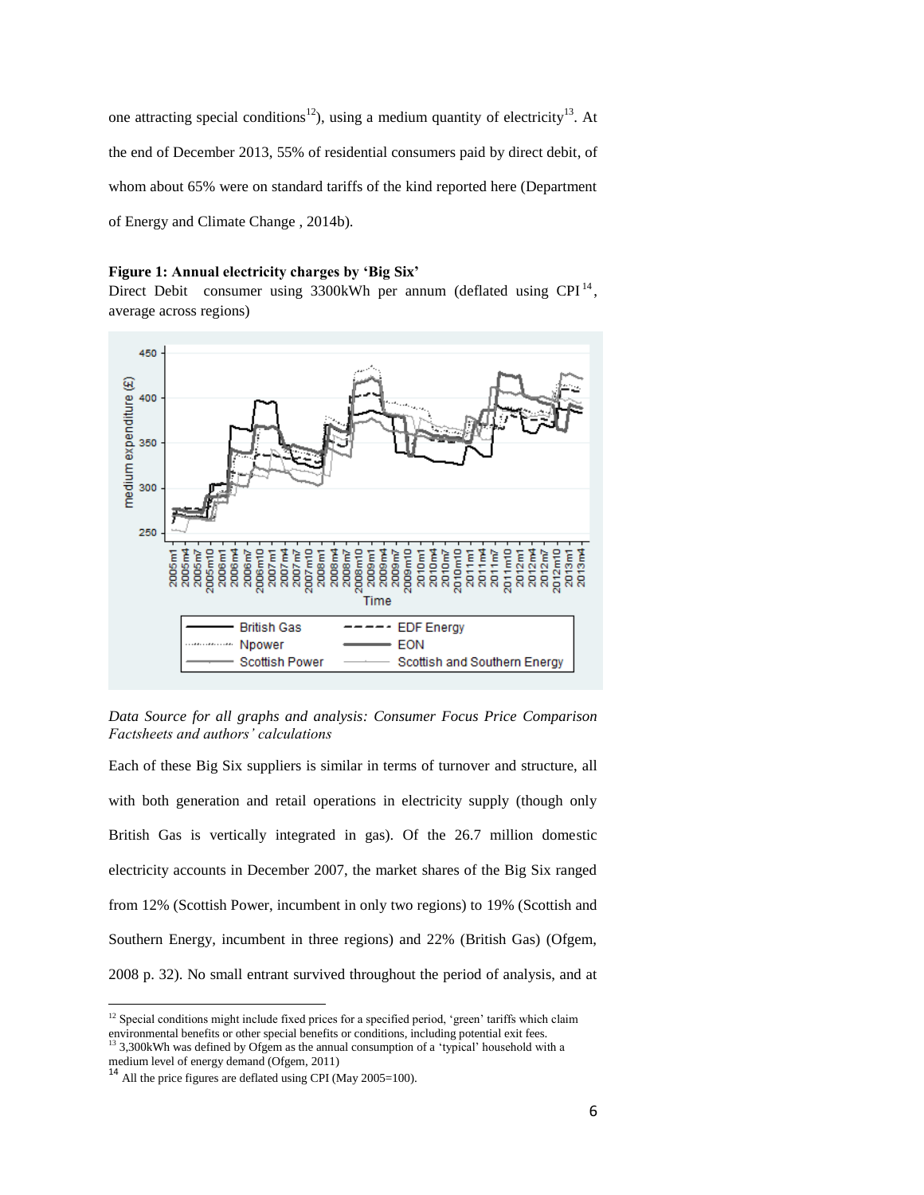one attracting special conditions[12]), using a medium quantity of electricity[13]. At the end of December 2013, 55% of residential consumers paid by direct debit, of whom about 65% were on standard tariffs of the kind reported here (Department of Energy and Climate Change , 2014b).

**Figure 1: Annual electricity charges by 'Big Six'**

Direct Debit consumer using 3300kWh per annum (deflated using CPI[14], average across regions)

medium expenditure (£)
450
400
350
300
250
2005m1 2005m4 2005m7 2005m10 2006m1 2006m4 2006m7 2006m10 2007m1 2007m4 2007m7 2007m10 2008m1 2008m4 2008m7 2008m10 2009m1 2009m4 2009m7 2009m10 2010m1 2010m4 2010m7 2010m10 2011m1 2011m4 2011m7 2011m10 2012m1 2012m4 2012m7 2012m10 2013m1 2013m4
Time
British Gas
EDF Energy
Npower
EON
Scottish Power
Scottish and Southern Energy

*Data Source for all graphs and analysis: Consumer Focus Price Comparison Factsheets and authors' calculations*

Each of these Big Six suppliers is similar in terms of turnover and structure, all with both generation and retail operations in electricity supply (though only British Gas is vertically integrated in gas). Of the 26.7 million domestic electricity accounts in December 2007, the market shares of the Big Six ranged from 12% (Scottish Power, incumbent in only two regions) to 19% (Scottish and Southern Energy, incumbent in three regions) and 22% (British Gas) (Ofgem, 2008 p. 32). No small entrant survived throughout the period of analysis, and at

[12] Special conditions might include fixed prices for a specified period, 'green' tariffs which claim environmental benefits or other special benefits or conditions, including potential exit fees.

[13] 3,300kWh was defined by Ofgem as the annual consumption of a 'typical' household with a medium level of energy demand (Ofgem, 2011)

[14] All the price figures are deflated using CPI (May 2005=100).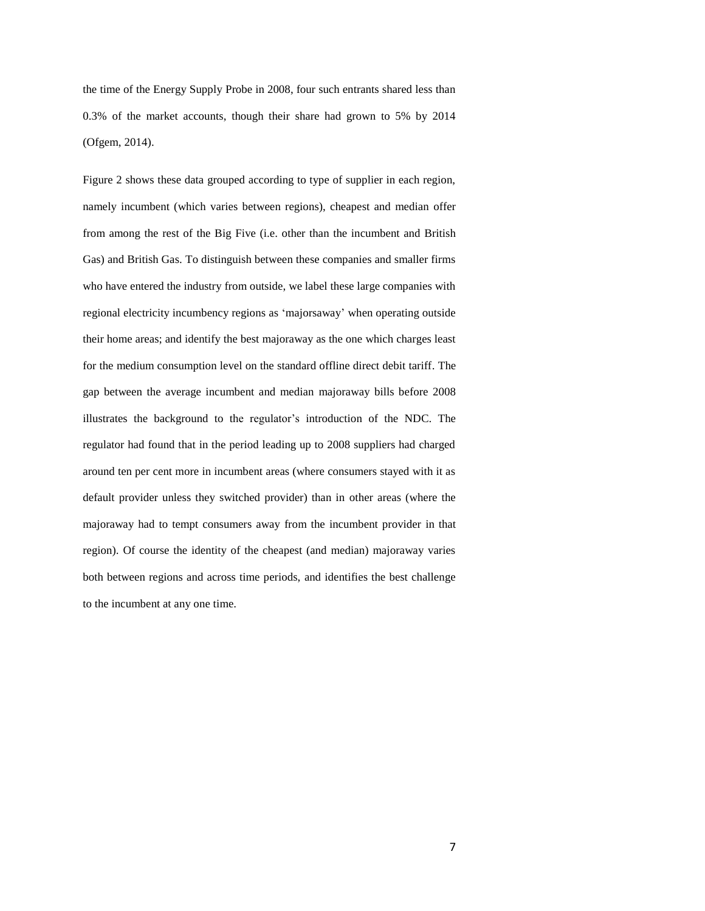the time of the Energy Supply Probe in 2008, four such entrants shared less than 0.3% of the market accounts, though their share had grown to 5% by 2014 (Ofgem, 2014).

Figure 2 shows these data grouped according to type of supplier in each region, namely incumbent (which varies between regions), cheapest and median offer from among the rest of the Big Five (i.e. other than the incumbent and British Gas) and British Gas. To distinguish between these companies and smaller firms who have entered the industry from outside, we label these large companies with regional electricity incumbency regions as 'majorsaway' when operating outside their home areas; and identify the best majoraway as the one which charges least for the medium consumption level on the standard offline direct debit tariff. The gap between the average incumbent and median majoraway bills before 2008 illustrates the background to the regulator's introduction of the NDC. The regulator had found that in the period leading up to 2008 suppliers had charged around ten per cent more in incumbent areas (where consumers stayed with it as default provider unless they switched provider) than in other areas (where the majoraway had to tempt consumers away from the incumbent provider in that region). Of course the identity of the cheapest (and median) majoraway varies both between regions and across time periods, and identifies the best challenge to the incumbent at any one time.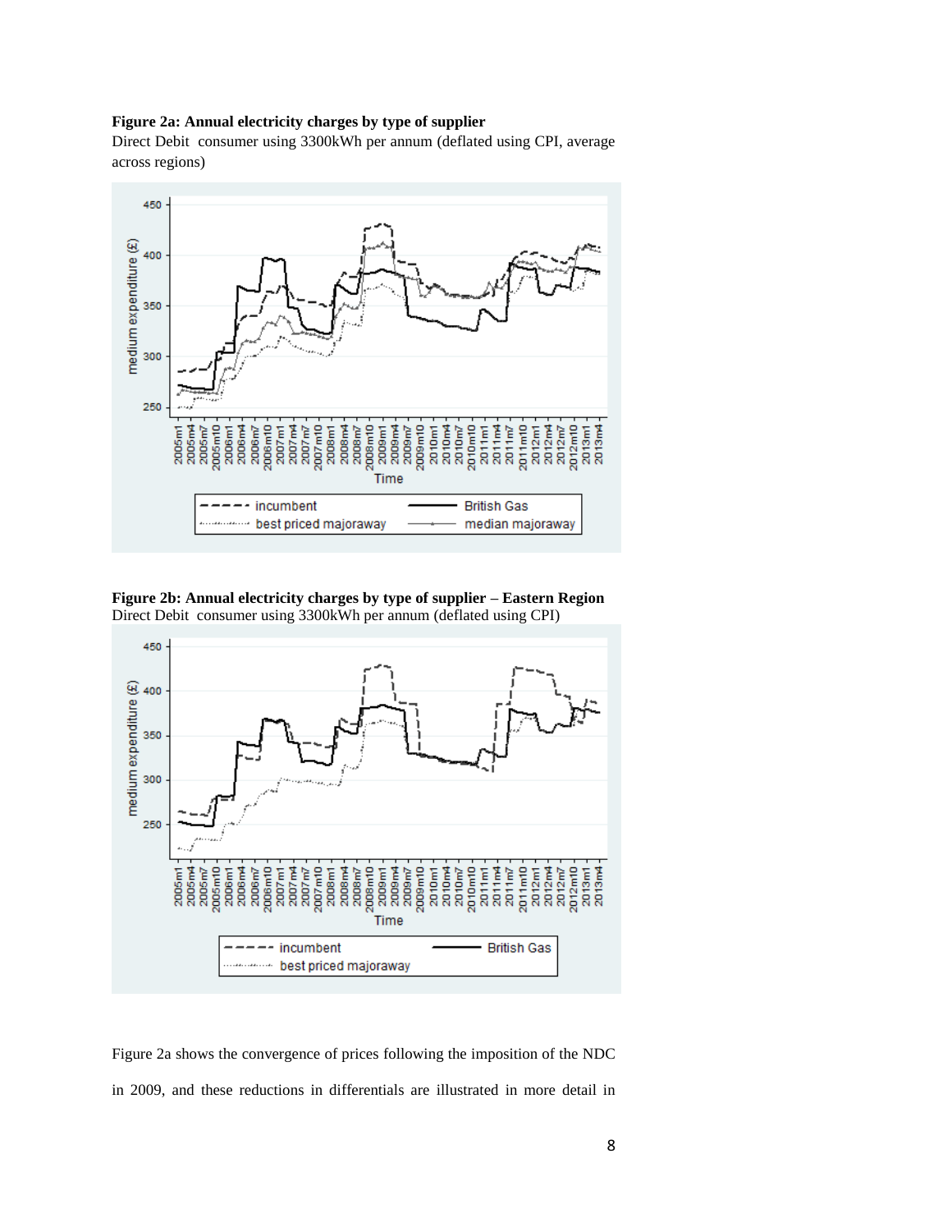**Figure 2a: Annual electricity charges by type of supplier**
Direct Debit consumer using 3300kWh per annum (deflated using CPI, average across regions)

medium expenditure (£)
450
400
350
300
250
2005m1 2005m4 2005m7 2005m10 2006m1 2006m4 2006m7 2006m10 2007m1 2007m4 2007m7 2007m10 2008m1 2008m4 2008m7 2008m10 2009m1 2009m4 2009m7 2009m10 2010m1 2010m4 2010m7 2010m10 2011m1 2011m4 2011m7 2011m10 2012m1 2012m4 2012m7 2012m10 2013m1 2013m4
Time
incumbent
British Gas
best priced majoraway
median majoraway

**Figure 2b: Annual electricity charges by type of supplier – Eastern Region**
Direct Debit consumer using 3300kWh per annum (deflated using CPI)

medium expenditure (£)
450
400
350
300
250
2005m1 2005m4 2005m7 2005m10 2006m1 2006m4 2006m7 2006m10 2007m1 2007m4 2007m7 2007m10 2008m1 2008m4 2008m7 2008m10 2009m1 2009m4 2009m7 2009m10 2010m1 2010m4 2010m7 2010m10 2011m1 2011m4 2011m7 2011m10 2012m1 2012m4 2012m7 2012m10 2013m1 2013m4
Time
incumbent
British Gas
best priced majoraway

Figure 2a shows the convergence of prices following the imposition of the NDC in 2009, and these reductions in differentials are illustrated in more detail in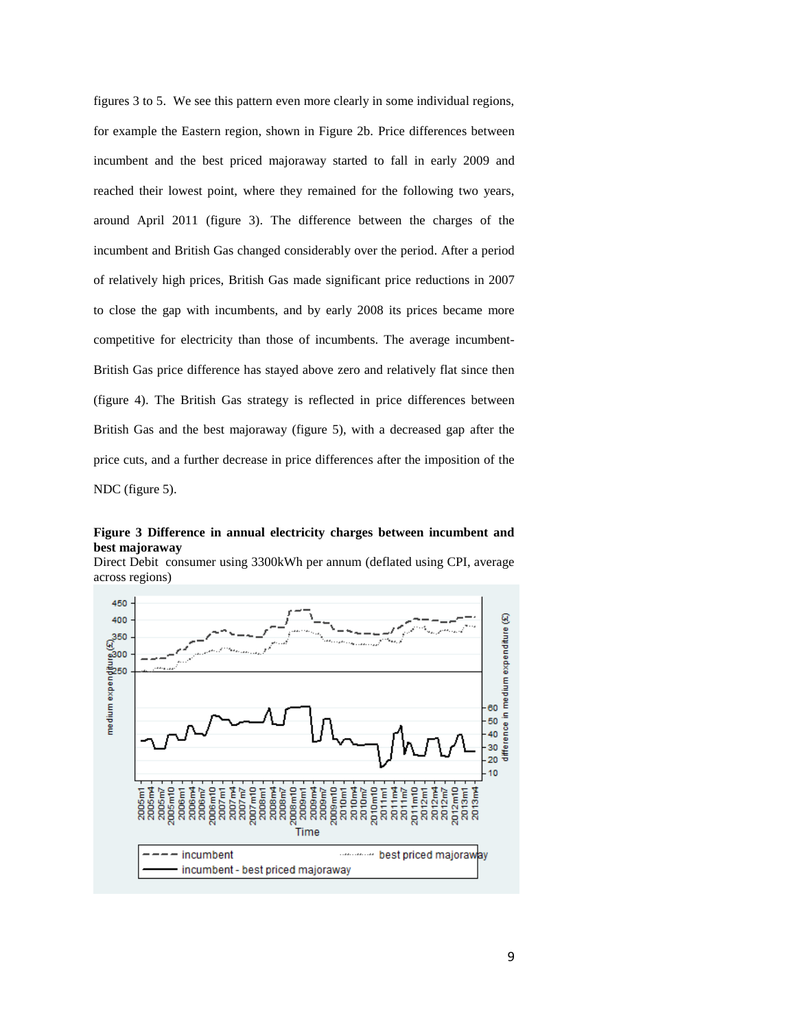figures 3 to 5. We see this pattern even more clearly in some individual regions, for example the Eastern region, shown in Figure 2b. Price differences between incumbent and the best priced majoraway started to fall in early 2009 and reached their lowest point, where they remained for the following two years, around April 2011 (figure 3). The difference between the charges of the incumbent and British Gas changed considerably over the period. After a period of relatively high prices, British Gas made significant price reductions in 2007 to close the gap with incumbents, and by early 2008 its prices became more competitive for electricity than those of incumbents. The average incumbent-British Gas price difference has stayed above zero and relatively flat since then (figure 4). The British Gas strategy is reflected in price differences between British Gas and the best majoraway (figure 5), with a decreased gap after the price cuts, and a further decrease in price differences after the imposition of the NDC (figure 5).

**Figure 3 Difference in annual electricity charges between incumbent and best majoraway**

Direct Debit consumer using 3300kWh per annum (deflated using CPI, average across regions)

medium expenditure (£)
450
400
350
300
250

difference in medium expenditure (£)
60
50
40
30
20
10

2005m1 2005m4 2005m7 2005m10 2006m1 2006m4 2006m7 2006m10 2007m1 2007m4 2007m7 2007m10 2008m1 2008m4 2008m7 2008m10 2009m1 2009m4 2009m7 2009m10 2010m1 2010m4 2010m7 2010m10 2011m1 2011m4 2011m7 2011m10 2012m1 2012m4 2012m7 2012m10 2013m1 2013m4

Time

incumbent
best priced majoraway
incumbent - best priced majoraway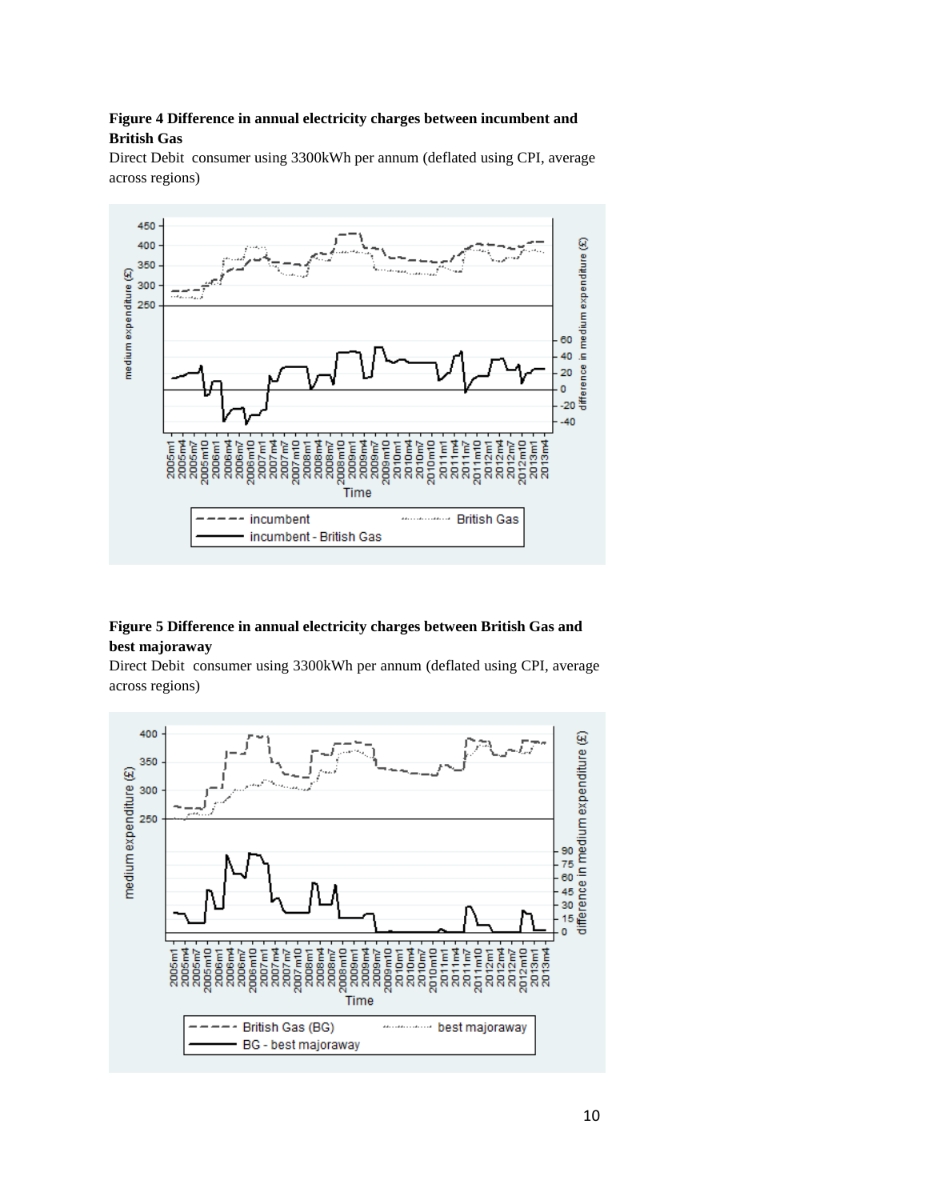**Figure 4 Difference in annual electricity charges between incumbent and British Gas**

Direct Debit consumer using 3300kWh per annum (deflated using CPI, average across regions)

medium expenditure (£)

450
400
350
300
250

difference in medium expenditure (£)

60
40
20
0
-20
-40

2005m1 2005m4 2005m7 2005m10 2006m1 2006m4 2006m7 2006m10 2007m1 2007m4 2007m7 2007m10 2008m1 2008m4 2008m7 2008m10 2009m1 2009m4 2009m7 2009m10 2010m1 2010m4 2010m7 2010m10 2011m1 2011m4 2011m7 2011m10 2012m1 2012m4 2012m7 2012m10 2013m1 2013m4

Time

incumbent
British Gas
incumbent - British Gas

**Figure 5 Difference in annual electricity charges between British Gas and best majoraway**

Direct Debit consumer using 3300kWh per annum (deflated using CPI, average across regions)

medium expenditure (£)

400
350
300
250

difference in medium expenditure (£)

90
75
60
45
30
15
0

2005m1 2005m4 2005m7 2005m10 2006m1 2006m4 2006m7 2006m10 2007m1 2007m4 2007m7 2007m10 2008m1 2008m4 2008m7 2008m10 2009m1 2009m4 2009m7 2009m10 2010m1 2010m4 2010m7 2010m10 2011m1 2011m4 2011m7 2011m10 2012m1 2012m4 2012m7 2012m10 2013m1 2013m4

Time

British Gas (BG)
best majoraway
BG - best majoraway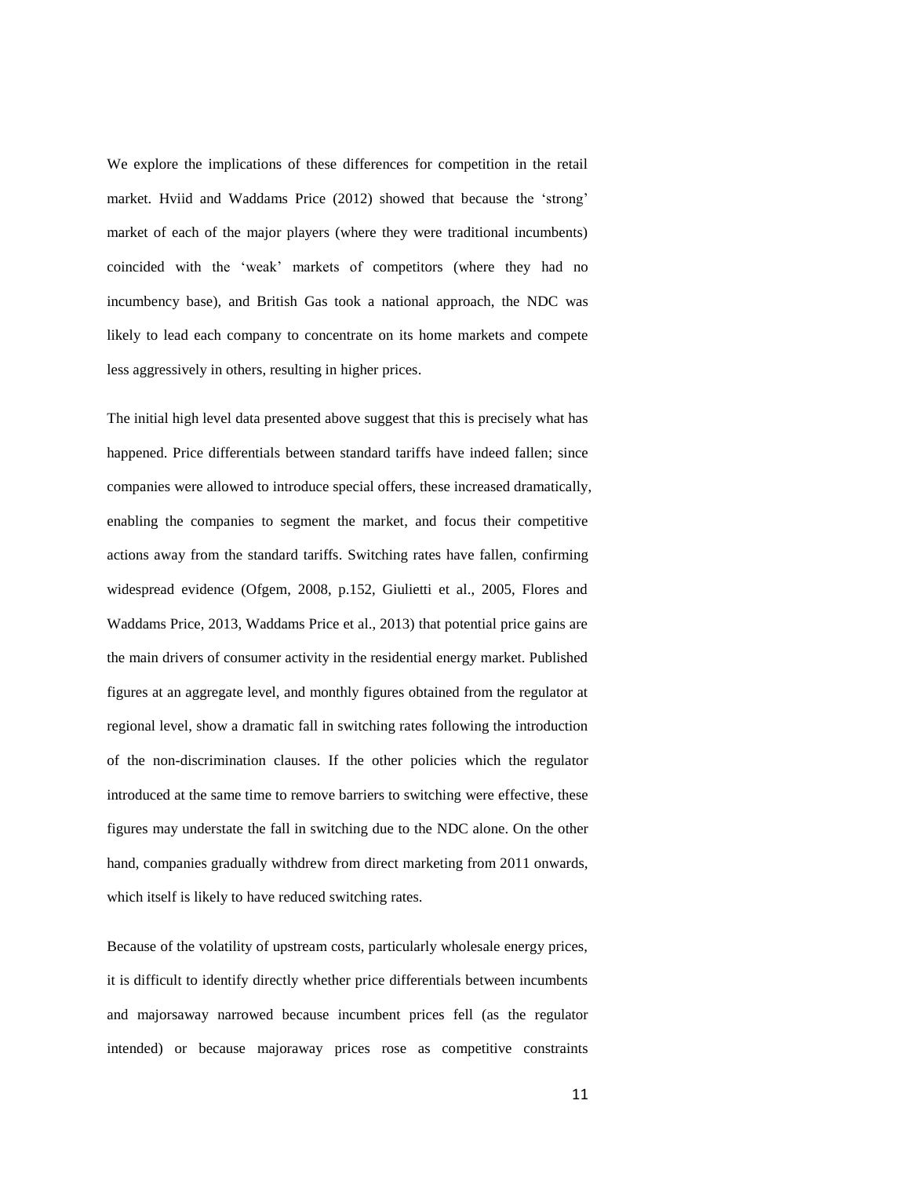We explore the implications of these differences for competition in the retail market. Hviid and Waddams Price (2012) showed that because the 'strong' market of each of the major players (where they were traditional incumbents) coincided with the 'weak' markets of competitors (where they had no incumbency base), and British Gas took a national approach, the NDC was likely to lead each company to concentrate on its home markets and compete less aggressively in others, resulting in higher prices.

The initial high level data presented above suggest that this is precisely what has happened. Price differentials between standard tariffs have indeed fallen; since companies were allowed to introduce special offers, these increased dramatically, enabling the companies to segment the market, and focus their competitive actions away from the standard tariffs. Switching rates have fallen, confirming widespread evidence (Ofgem, 2008, p.152, Giulietti et al., 2005, Flores and Waddams Price, 2013, Waddams Price et al., 2013) that potential price gains are the main drivers of consumer activity in the residential energy market. Published figures at an aggregate level, and monthly figures obtained from the regulator at regional level, show a dramatic fall in switching rates following the introduction of the non-discrimination clauses. If the other policies which the regulator introduced at the same time to remove barriers to switching were effective, these figures may understate the fall in switching due to the NDC alone. On the other hand, companies gradually withdrew from direct marketing from 2011 onwards, which itself is likely to have reduced switching rates.

Because of the volatility of upstream costs, particularly wholesale energy prices, it is difficult to identify directly whether price differentials between incumbents and majorsaway narrowed because incumbent prices fell (as the regulator intended) or because majoraway prices rose as competitive constraints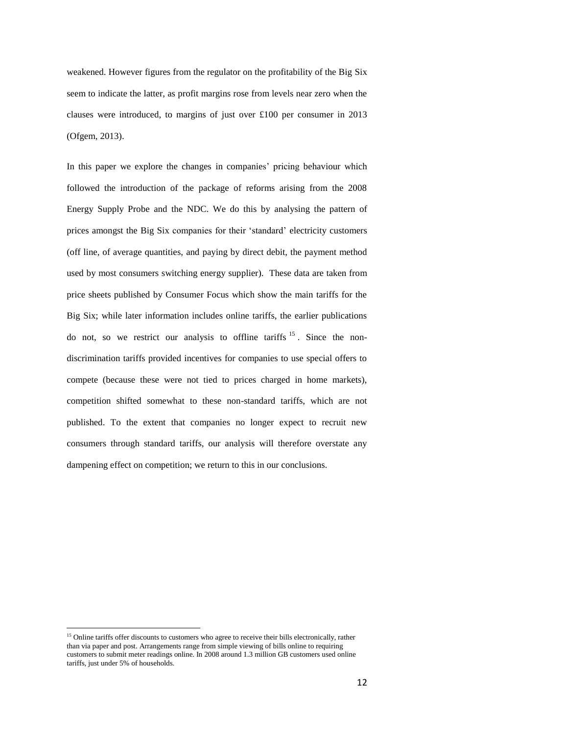weakened. However figures from the regulator on the profitability of the Big Six seem to indicate the latter, as profit margins rose from levels near zero when the clauses were introduced, to margins of just over £100 per consumer in 2013 (Ofgem, 2013).

In this paper we explore the changes in companies' pricing behaviour which followed the introduction of the package of reforms arising from the 2008 Energy Supply Probe and the NDC. We do this by analysing the pattern of prices amongst the Big Six companies for their 'standard' electricity customers (off line, of average quantities, and paying by direct debit, the payment method used by most consumers switching energy supplier). These data are taken from price sheets published by Consumer Focus which show the main tariffs for the Big Six; while later information includes online tariffs, the earlier publications do not, so we restrict our analysis to offline tariffs [15]. Since the non-discrimination tariffs provided incentives for companies to use special offers to compete (because these were not tied to prices charged in home markets), competition shifted somewhat to these non-standard tariffs, which are not published. To the extent that companies no longer expect to recruit new consumers through standard tariffs, our analysis will therefore overstate any dampening effect on competition; we return to this in our conclusions.

[15] Online tariffs offer discounts to customers who agree to receive their bills electronically, rather than via paper and post. Arrangements range from simple viewing of bills online to requiring customers to submit meter readings online. In 2008 around 1.3 million GB customers used online tariffs, just under 5% of households.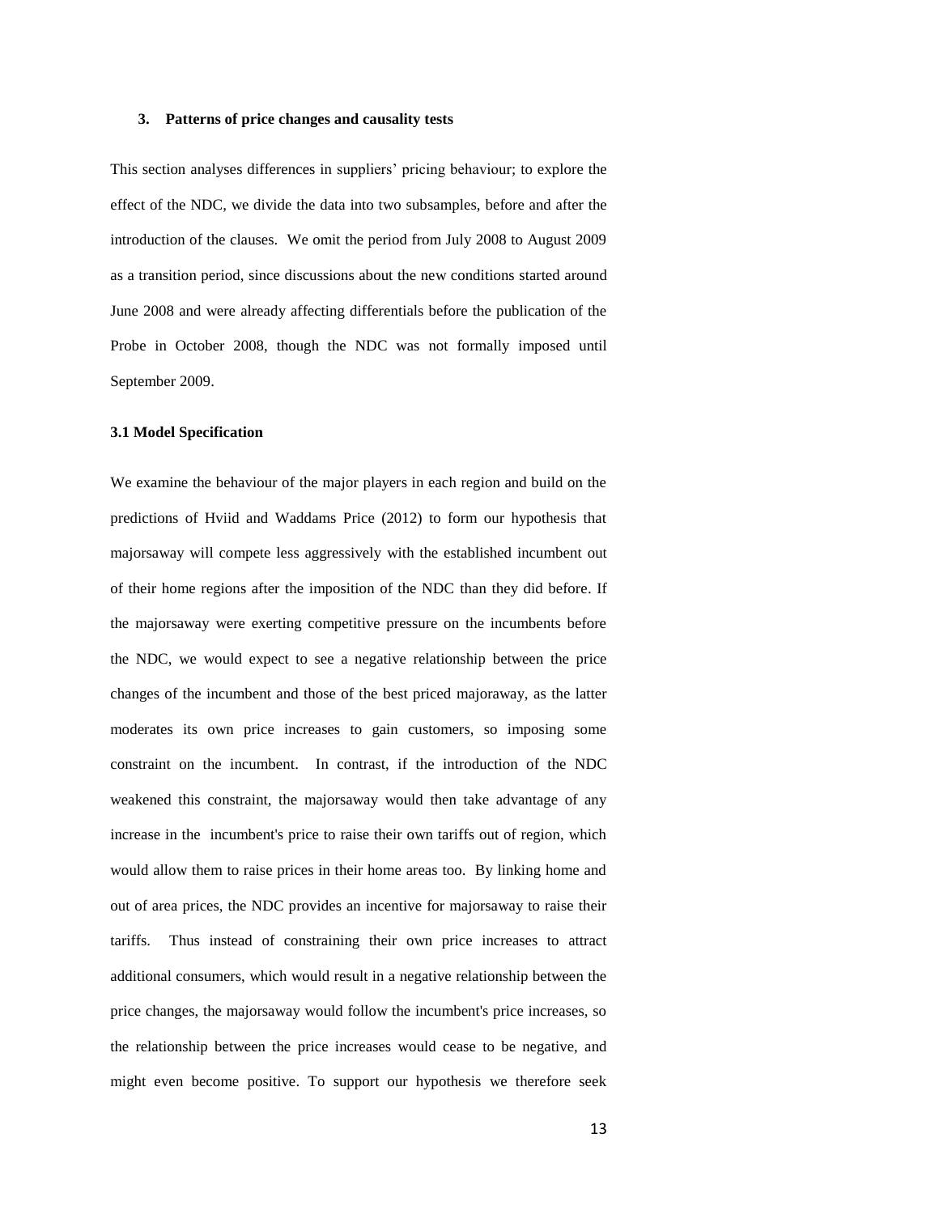## 3. Patterns of price changes and causality tests

This section analyses differences in suppliers' pricing behaviour; to explore the effect of the NDC, we divide the data into two subsamples, before and after the introduction of the clauses. We omit the period from July 2008 to August 2009 as a transition period, since discussions about the new conditions started around June 2008 and were already affecting differentials before the publication of the Probe in October 2008, though the NDC was not formally imposed until September 2009.

### 3.1 Model Specification

We examine the behaviour of the major players in each region and build on the predictions of Hviid and Waddams Price (2012) to form our hypothesis that majorsaway will compete less aggressively with the established incumbent out of their home regions after the imposition of the NDC than they did before. If the majorsaway were exerting competitive pressure on the incumbents before the NDC, we would expect to see a negative relationship between the price changes of the incumbent and those of the best priced majoraway, as the latter moderates its own price increases to gain customers, so imposing some constraint on the incumbent. In contrast, if the introduction of the NDC weakened this constraint, the majorsaway would then take advantage of any increase in the incumbent's price to raise their own tariffs out of region, which would allow them to raise prices in their home areas too. By linking home and out of area prices, the NDC provides an incentive for majorsaway to raise their tariffs. Thus instead of constraining their own price increases to attract additional consumers, which would result in a negative relationship between the price changes, the majorsaway would follow the incumbent's price increases, so the relationship between the price increases would cease to be negative, and might even become positive. To support our hypothesis we therefore seek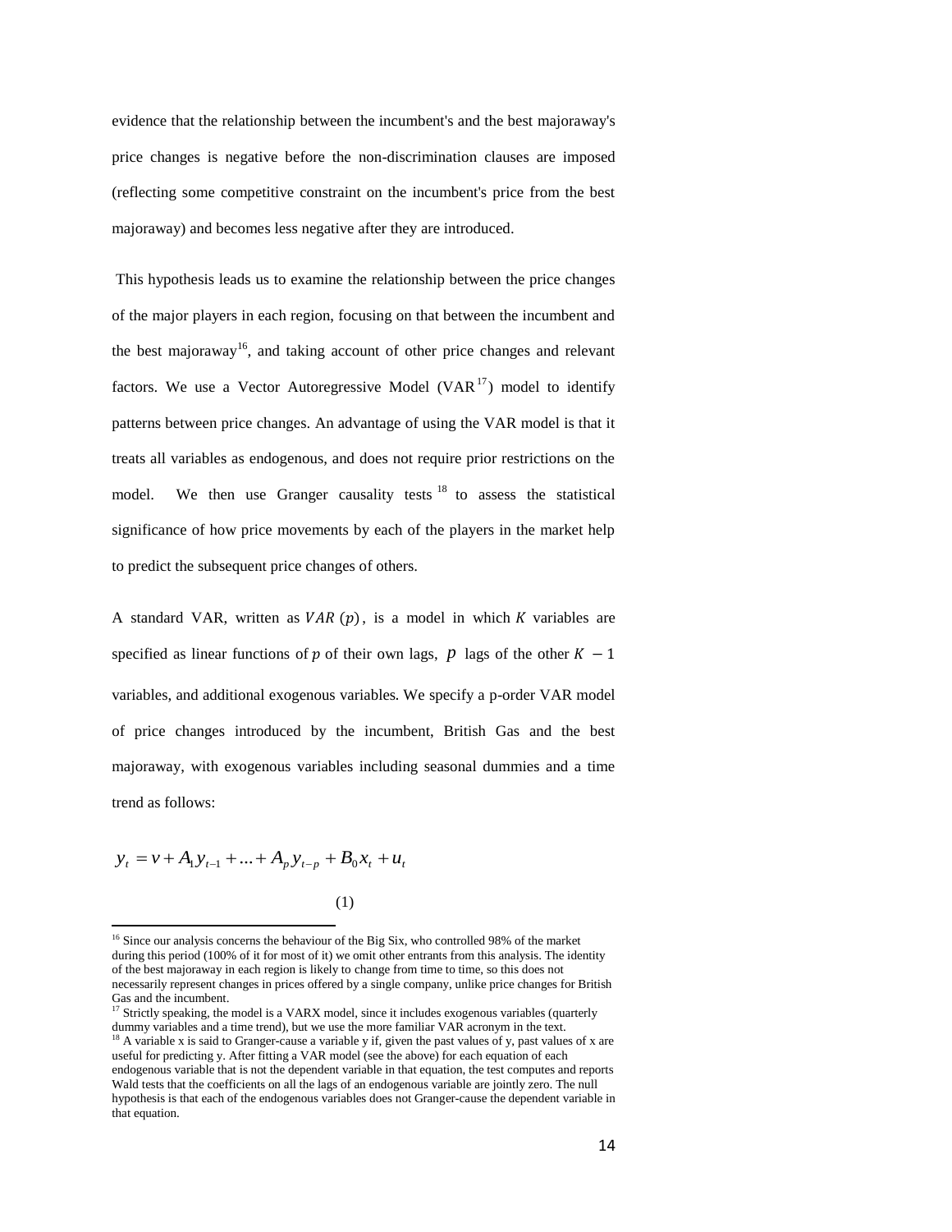evidence that the relationship between the incumbent's and the best majoraway's price changes is negative before the non-discrimination clauses are imposed (reflecting some competitive constraint on the incumbent's price from the best majoraway) and becomes less negative after they are introduced.

This hypothesis leads us to examine the relationship between the price changes of the major players in each region, focusing on that between the incumbent and the best majoraway[16], and taking account of other price changes and relevant factors. We use a Vector Autoregressive Model (VAR[17]) model to identify patterns between price changes. An advantage of using the VAR model is that it treats all variables as endogenous, and does not require prior restrictions on the model. We then use Granger causality tests[18] to assess the statistical significance of how price movements by each of the players in the market help to predict the subsequent price changes of others.

A standard VAR, written as $VAR\ (p)$, is a model in which $K$ variables are specified as linear functions of $p$ of their own lags, $p$ lags of the other $K - 1$ variables, and additional exogenous variables. We specify a p-order VAR model of price changes introduced by the incumbent, British Gas and the best majoraway, with exogenous variables including seasonal dummies and a time trend as follows:

$$y_t = v + A_1 y_{t-1} + \ldots + A_p y_{t-p} + B_0 x_t + u_t \tag{1}$$

[16] Since our analysis concerns the behaviour of the Big Six, who controlled 98% of the market during this period (100% of it for most of it) we omit other entrants from this analysis. The identity of the best majoraway in each region is likely to change from time to time, so this does not necessarily represent changes in prices offered by a single company, unlike price changes for British Gas and the incumbent.

[17] Strictly speaking, the model is a VARX model, since it includes exogenous variables (quarterly dummy variables and a time trend), but we use the more familiar VAR acronym in the text.

[18] A variable x is said to Granger-cause a variable y if, given the past values of y, past values of x are useful for predicting y. After fitting a VAR model (see the above) for each equation of each endogenous variable that is not the dependent variable in that equation, the test computes and reports Wald tests that the coefficients on all the lags of an endogenous variable are jointly zero. The null hypothesis is that each of the endogenous variables does not Granger-cause the dependent variable in that equation.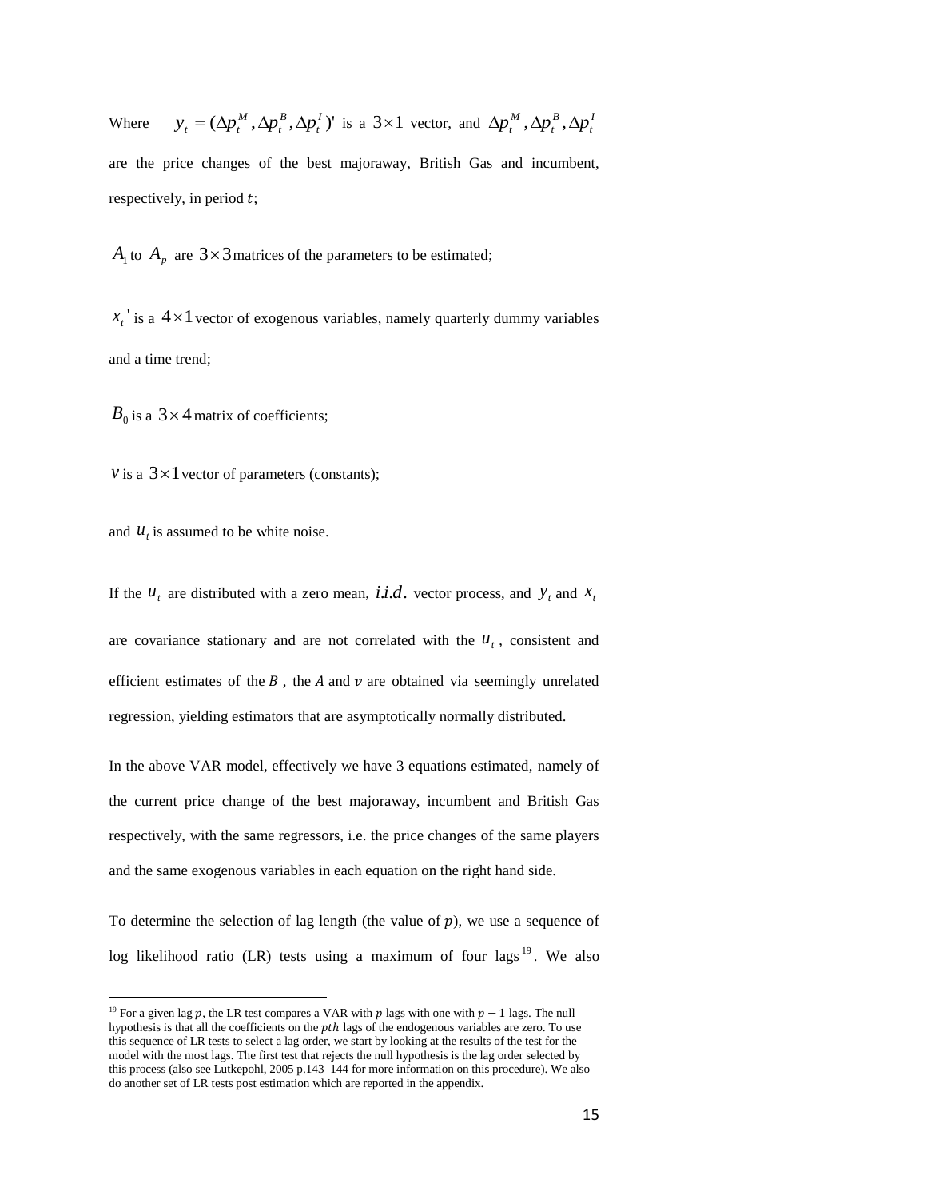Where $y_t = (\Delta p_t^M, \Delta p_t^B, \Delta p_t^I)'$ is a $3 \times 1$ vector, and $\Delta p_t^M, \Delta p_t^B, \Delta p_t^I$ are the price changes of the best majoraway, British Gas and incumbent, respectively, in period $t$;

$A_1$ to $A_p$ are $3 \times 3$ matrices of the parameters to be estimated;

$x_t'$ is a $4 \times 1$ vector of exogenous variables, namely quarterly dummy variables and a time trend;

$B_0$ is a $3 \times 4$ matrix of coefficients;

$v$ is a $3 \times 1$ vector of parameters (constants);

and $u_t$ is assumed to be white noise.

If the $u_t$ are distributed with a zero mean, $i.i.d.$ vector process, and $y_t$ and $x_t$ are covariance stationary and are not correlated with the $u_t$, consistent and efficient estimates of the $B$, the $A$ and $v$ are obtained via seemingly unrelated regression, yielding estimators that are asymptotically normally distributed.

In the above VAR model, effectively we have 3 equations estimated, namely of the current price change of the best majoraway, incumbent and British Gas respectively, with the same regressors, i.e. the price changes of the same players and the same exogenous variables in each equation on the right hand side.

To determine the selection of lag length (the value of $p$), we use a sequence of log likelihood ratio (LR) tests using a maximum of four lags[19]. We also

[19] For a given lag $p$, the LR test compares a VAR with $p$ lags with one with $p-1$ lags. The null hypothesis is that all the coefficients on the $pth$ lags of the endogenous variables are zero. To use this sequence of LR tests to select a lag order, we start by looking at the results of the test for the model with the most lags. The first test that rejects the null hypothesis is the lag order selected by this process (also see Lutkepohl, 2005 p.143–144 for more information on this procedure). We also do another set of LR tests post estimation which are reported in the appendix.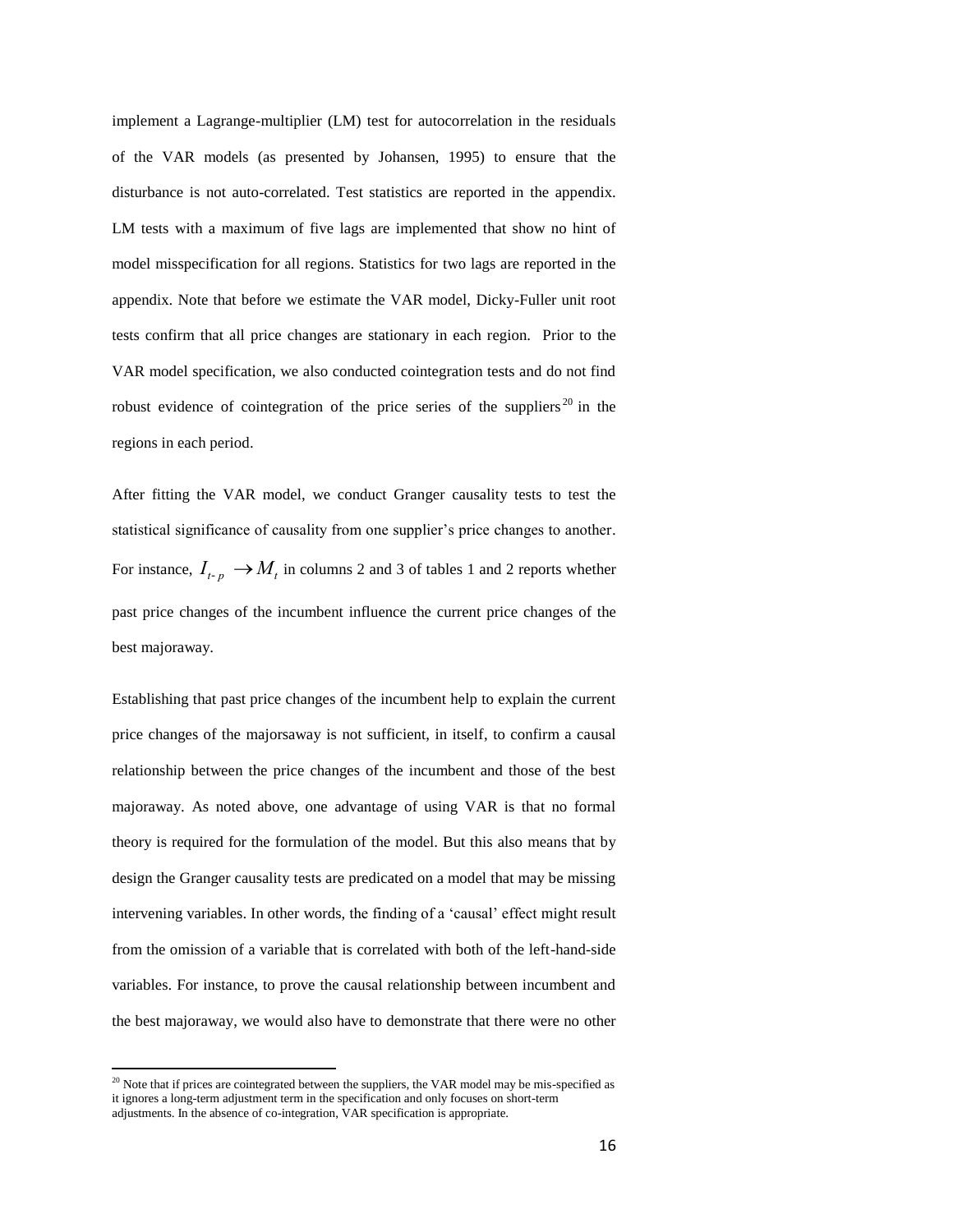implement a Lagrange-multiplier (LM) test for autocorrelation in the residuals of the VAR models (as presented by Johansen, 1995) to ensure that the disturbance is not auto-correlated. Test statistics are reported in the appendix. LM tests with a maximum of five lags are implemented that show no hint of model misspecification for all regions. Statistics for two lags are reported in the appendix. Note that before we estimate the VAR model, Dicky-Fuller unit root tests confirm that all price changes are stationary in each region. Prior to the VAR model specification, we also conducted cointegration tests and do not find robust evidence of cointegration of the price series of the suppliers[20] in the regions in each period.

After fitting the VAR model, we conduct Granger causality tests to test the statistical significance of causality from one supplier's price changes to another. For instance, $I_{t-p} \rightarrow M_t$ in columns 2 and 3 of tables 1 and 2 reports whether past price changes of the incumbent influence the current price changes of the best majoraway.

Establishing that past price changes of the incumbent help to explain the current price changes of the majorsaway is not sufficient, in itself, to confirm a causal relationship between the price changes of the incumbent and those of the best majoraway. As noted above, one advantage of using VAR is that no formal theory is required for the formulation of the model. But this also means that by design the Granger causality tests are predicated on a model that may be missing intervening variables. In other words, the finding of a 'causal' effect might result from the omission of a variable that is correlated with both of the left-hand-side variables. For instance, to prove the causal relationship between incumbent and the best majoraway, we would also have to demonstrate that there were no other

[20] Note that if prices are cointegrated between the suppliers, the VAR model may be mis-specified as it ignores a long-term adjustment term in the specification and only focuses on short-term adjustments. In the absence of co-integration, VAR specification is appropriate.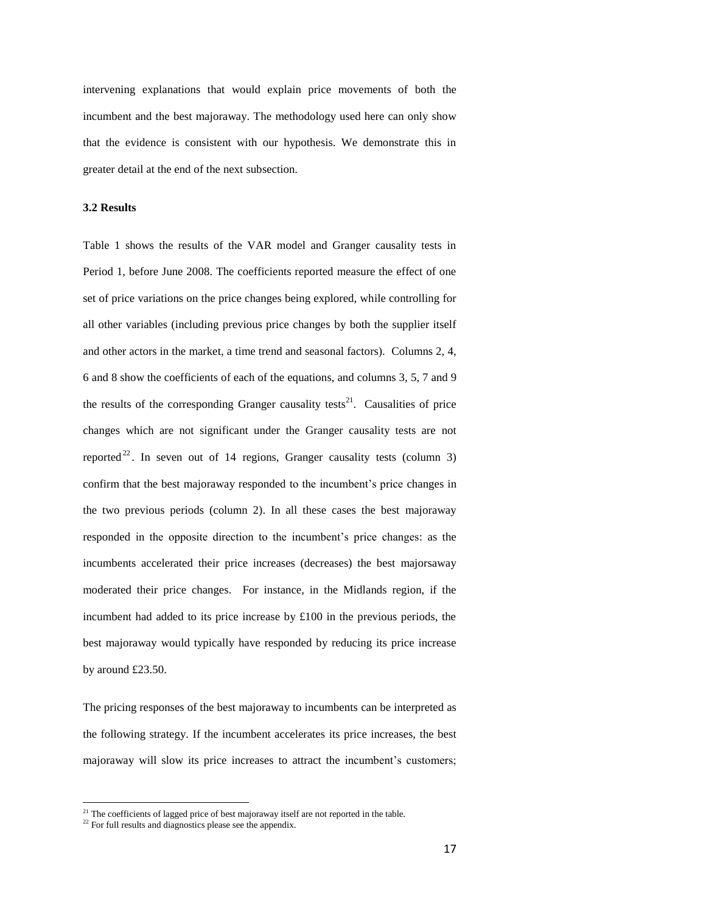intervening explanations that would explain price movements of both the incumbent and the best majoraway. The methodology used here can only show that the evidence is consistent with our hypothesis. We demonstrate this in greater detail at the end of the next subsection.

### 3.2 Results

Table 1 shows the results of the VAR model and Granger causality tests in Period 1, before June 2008. The coefficients reported measure the effect of one set of price variations on the price changes being explored, while controlling for all other variables (including previous price changes by both the supplier itself and other actors in the market, a time trend and seasonal factors). Columns 2, 4, 6 and 8 show the coefficients of each of the equations, and columns 3, 5, 7 and 9 the results of the corresponding Granger causality tests[21]. Causalities of price changes which are not significant under the Granger causality tests are not reported[22]. In seven out of 14 regions, Granger causality tests (column 3) confirm that the best majoraway responded to the incumbent's price changes in the two previous periods (column 2). In all these cases the best majoraway responded in the opposite direction to the incumbent's price changes: as the incumbents accelerated their price increases (decreases) the best majorsaway moderated their price changes. For instance, in the Midlands region, if the incumbent had added to its price increase by £100 in the previous periods, the best majoraway would typically have responded by reducing its price increase by around £23.50.

The pricing responses of the best majoraway to incumbents can be interpreted as the following strategy. If the incumbent accelerates its price increases, the best majoraway will slow its price increases to attract the incumbent's customers;

[21] The coefficients of lagged price of best majoraway itself are not reported in the table.

[22] For full results and diagnostics please see the appendix.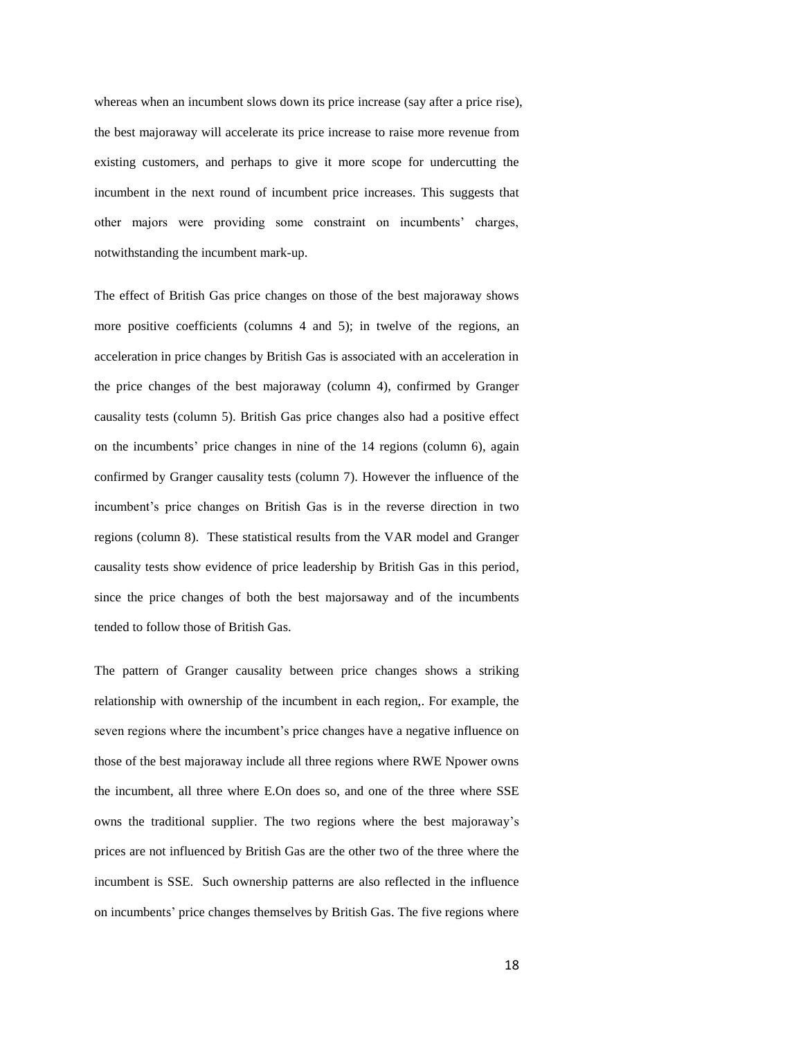whereas when an incumbent slows down its price increase (say after a price rise), the best majoraway will accelerate its price increase to raise more revenue from existing customers, and perhaps to give it more scope for undercutting the incumbent in the next round of incumbent price increases. This suggests that other majors were providing some constraint on incumbents' charges, notwithstanding the incumbent mark-up.

The effect of British Gas price changes on those of the best majoraway shows more positive coefficients (columns 4 and 5); in twelve of the regions, an acceleration in price changes by British Gas is associated with an acceleration in the price changes of the best majoraway (column 4), confirmed by Granger causality tests (column 5). British Gas price changes also had a positive effect on the incumbents' price changes in nine of the 14 regions (column 6), again confirmed by Granger causality tests (column 7). However the influence of the incumbent's price changes on British Gas is in the reverse direction in two regions (column 8). These statistical results from the VAR model and Granger causality tests show evidence of price leadership by British Gas in this period, since the price changes of both the best majorsaway and of the incumbents tended to follow those of British Gas.

The pattern of Granger causality between price changes shows a striking relationship with ownership of the incumbent in each region,. For example, the seven regions where the incumbent's price changes have a negative influence on those of the best majoraway include all three regions where RWE Npower owns the incumbent, all three where E.On does so, and one of the three where SSE owns the traditional supplier. The two regions where the best majoraway's prices are not influenced by British Gas are the other two of the three where the incumbent is SSE. Such ownership patterns are also reflected in the influence on incumbents' price changes themselves by British Gas. The five regions where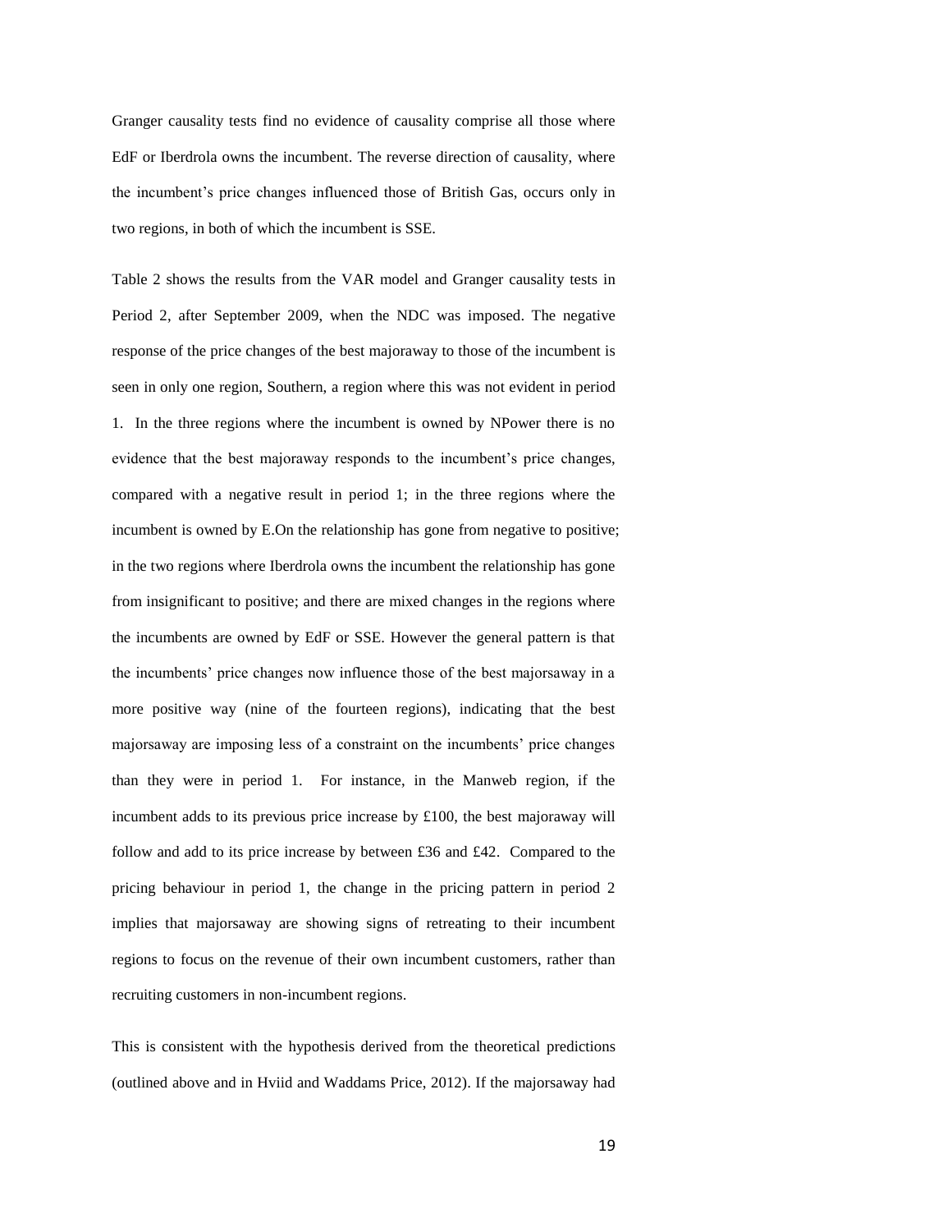Granger causality tests find no evidence of causality comprise all those where EdF or Iberdrola owns the incumbent. The reverse direction of causality, where the incumbent's price changes influenced those of British Gas, occurs only in two regions, in both of which the incumbent is SSE.

Table 2 shows the results from the VAR model and Granger causality tests in Period 2, after September 2009, when the NDC was imposed. The negative response of the price changes of the best majoraway to those of the incumbent is seen in only one region, Southern, a region where this was not evident in period 1. In the three regions where the incumbent is owned by NPower there is no evidence that the best majoraway responds to the incumbent's price changes, compared with a negative result in period 1; in the three regions where the incumbent is owned by E.On the relationship has gone from negative to positive; in the two regions where Iberdrola owns the incumbent the relationship has gone from insignificant to positive; and there are mixed changes in the regions where the incumbents are owned by EdF or SSE. However the general pattern is that the incumbents' price changes now influence those of the best majorsaway in a more positive way (nine of the fourteen regions), indicating that the best majorsaway are imposing less of a constraint on the incumbents' price changes than they were in period 1. For instance, in the Manweb region, if the incumbent adds to its previous price increase by £100, the best majoraway will follow and add to its price increase by between £36 and £42. Compared to the pricing behaviour in period 1, the change in the pricing pattern in period 2 implies that majorsaway are showing signs of retreating to their incumbent regions to focus on the revenue of their own incumbent customers, rather than recruiting customers in non-incumbent regions.

This is consistent with the hypothesis derived from the theoretical predictions (outlined above and in Hviid and Waddams Price, 2012). If the majorsaway had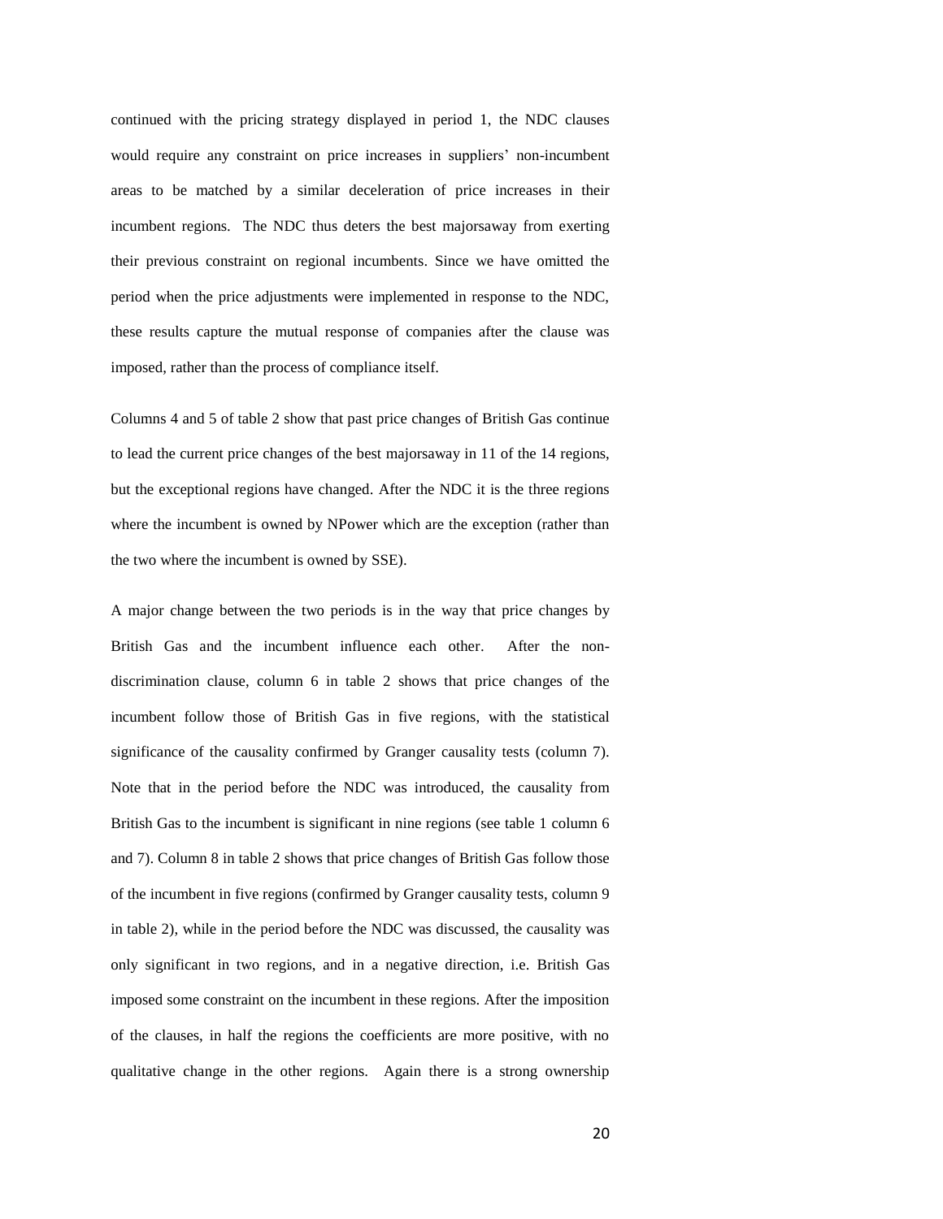continued with the pricing strategy displayed in period 1, the NDC clauses would require any constraint on price increases in suppliers' non-incumbent areas to be matched by a similar deceleration of price increases in their incumbent regions. The NDC thus deters the best majorsaway from exerting their previous constraint on regional incumbents. Since we have omitted the period when the price adjustments were implemented in response to the NDC, these results capture the mutual response of companies after the clause was imposed, rather than the process of compliance itself.

Columns 4 and 5 of table 2 show that past price changes of British Gas continue to lead the current price changes of the best majorsaway in 11 of the 14 regions, but the exceptional regions have changed. After the NDC it is the three regions where the incumbent is owned by NPower which are the exception (rather than the two where the incumbent is owned by SSE).

A major change between the two periods is in the way that price changes by British Gas and the incumbent influence each other. After the non-discrimination clause, column 6 in table 2 shows that price changes of the incumbent follow those of British Gas in five regions, with the statistical significance of the causality confirmed by Granger causality tests (column 7). Note that in the period before the NDC was introduced, the causality from British Gas to the incumbent is significant in nine regions (see table 1 column 6 and 7). Column 8 in table 2 shows that price changes of British Gas follow those of the incumbent in five regions (confirmed by Granger causality tests, column 9 in table 2), while in the period before the NDC was discussed, the causality was only significant in two regions, and in a negative direction, i.e. British Gas imposed some constraint on the incumbent in these regions. After the imposition of the clauses, in half the regions the coefficients are more positive, with no qualitative change in the other regions. Again there is a strong ownership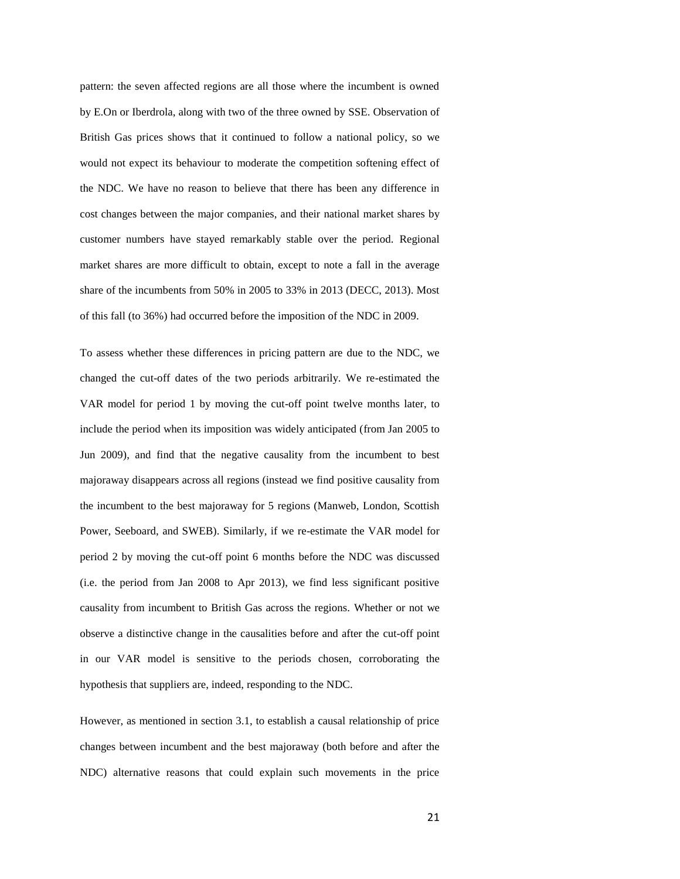pattern: the seven affected regions are all those where the incumbent is owned by E.On or Iberdrola, along with two of the three owned by SSE. Observation of British Gas prices shows that it continued to follow a national policy, so we would not expect its behaviour to moderate the competition softening effect of the NDC. We have no reason to believe that there has been any difference in cost changes between the major companies, and their national market shares by customer numbers have stayed remarkably stable over the period. Regional market shares are more difficult to obtain, except to note a fall in the average share of the incumbents from 50% in 2005 to 33% in 2013 (DECC, 2013). Most of this fall (to 36%) had occurred before the imposition of the NDC in 2009.

To assess whether these differences in pricing pattern are due to the NDC, we changed the cut-off dates of the two periods arbitrarily. We re-estimated the VAR model for period 1 by moving the cut-off point twelve months later, to include the period when its imposition was widely anticipated (from Jan 2005 to Jun 2009), and find that the negative causality from the incumbent to best majoraway disappears across all regions (instead we find positive causality from the incumbent to the best majoraway for 5 regions (Manweb, London, Scottish Power, Seeboard, and SWEB). Similarly, if we re-estimate the VAR model for period 2 by moving the cut-off point 6 months before the NDC was discussed (i.e. the period from Jan 2008 to Apr 2013), we find less significant positive causality from incumbent to British Gas across the regions. Whether or not we observe a distinctive change in the causalities before and after the cut-off point in our VAR model is sensitive to the periods chosen, corroborating the hypothesis that suppliers are, indeed, responding to the NDC.

However, as mentioned in section 3.1, to establish a causal relationship of price changes between incumbent and the best majoraway (both before and after the NDC) alternative reasons that could explain such movements in the price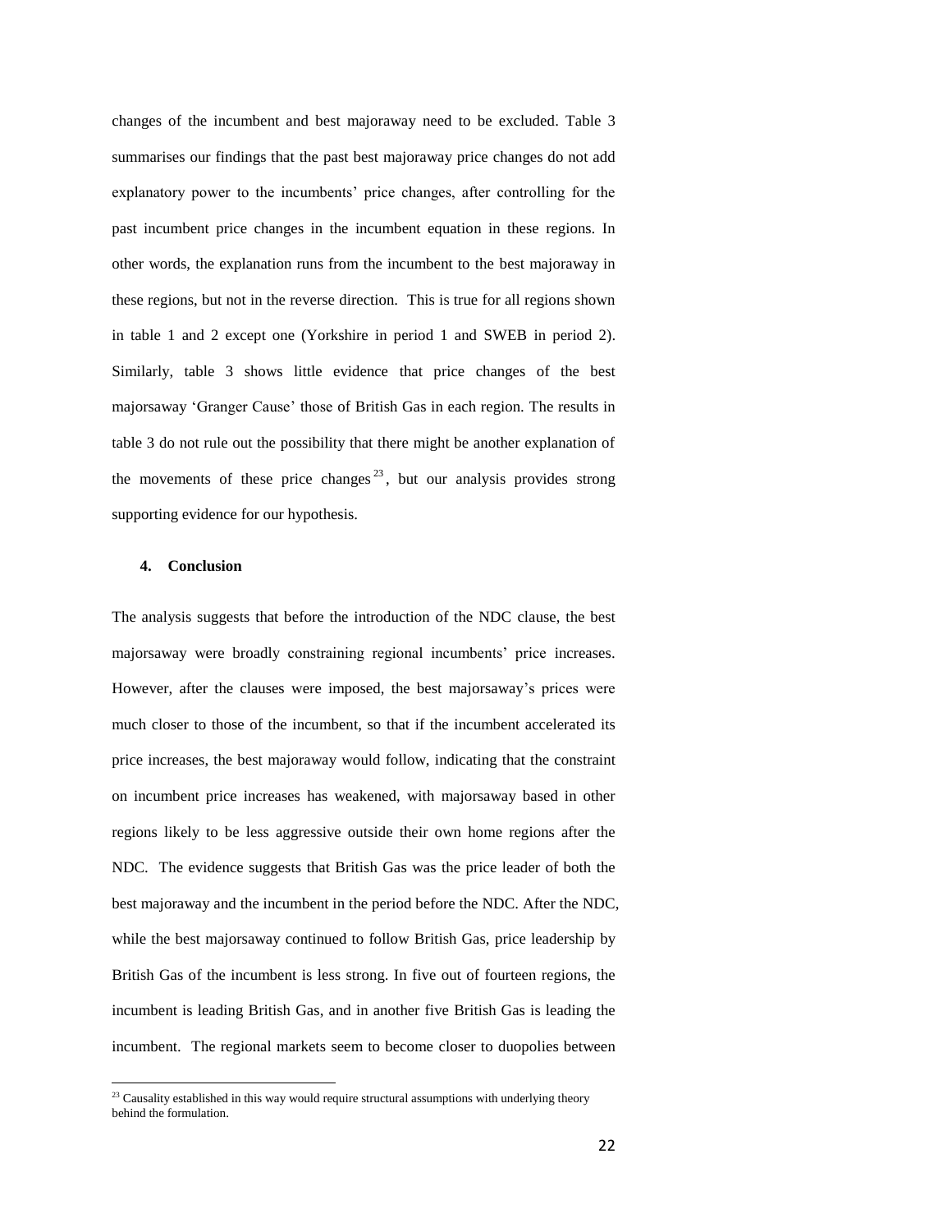changes of the incumbent and best majoraway need to be excluded. Table 3 summarises our findings that the past best majoraway price changes do not add explanatory power to the incumbents' price changes, after controlling for the past incumbent price changes in the incumbent equation in these regions. In other words, the explanation runs from the incumbent to the best majoraway in these regions, but not in the reverse direction. This is true for all regions shown in table 1 and 2 except one (Yorkshire in period 1 and SWEB in period 2). Similarly, table 3 shows little evidence that price changes of the best majorsaway 'Granger Cause' those of British Gas in each region. The results in table 3 do not rule out the possibility that there might be another explanation of the movements of these price changes [23], but our analysis provides strong supporting evidence for our hypothesis.

#### 4. Conclusion

The analysis suggests that before the introduction of the NDC clause, the best majorsaway were broadly constraining regional incumbents' price increases. However, after the clauses were imposed, the best majorsaway's prices were much closer to those of the incumbent, so that if the incumbent accelerated its price increases, the best majoraway would follow, indicating that the constraint on incumbent price increases has weakened, with majorsaway based in other regions likely to be less aggressive outside their own home regions after the NDC. The evidence suggests that British Gas was the price leader of both the best majoraway and the incumbent in the period before the NDC. After the NDC, while the best majorsaway continued to follow British Gas, price leadership by British Gas of the incumbent is less strong. In five out of fourteen regions, the incumbent is leading British Gas, and in another five British Gas is leading the incumbent. The regional markets seem to become closer to duopolies between

[23] Causality established in this way would require structural assumptions with underlying theory behind the formulation.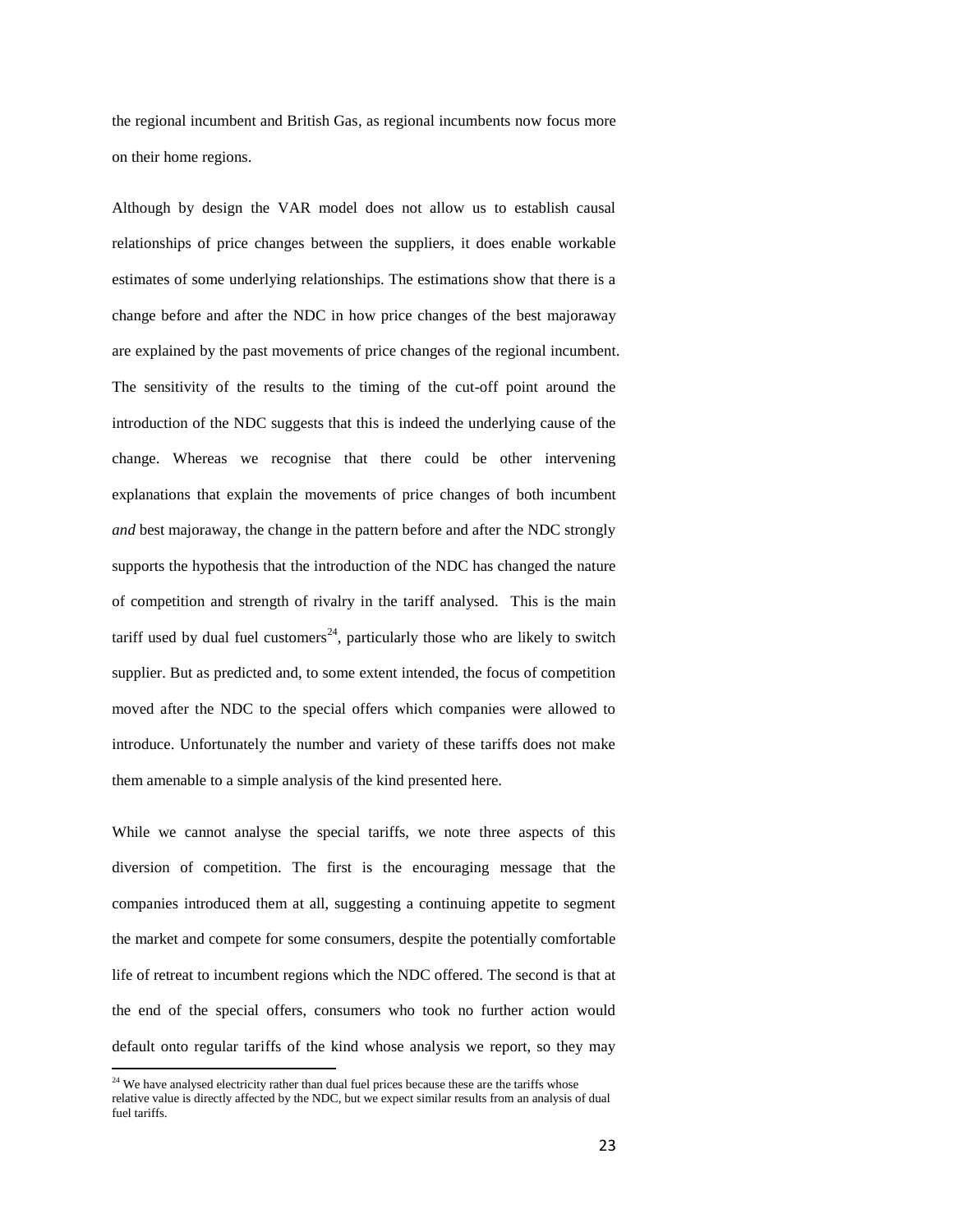the regional incumbent and British Gas, as regional incumbents now focus more on their home regions.

Although by design the VAR model does not allow us to establish causal relationships of price changes between the suppliers, it does enable workable estimates of some underlying relationships. The estimations show that there is a change before and after the NDC in how price changes of the best majoraway are explained by the past movements of price changes of the regional incumbent. The sensitivity of the results to the timing of the cut-off point around the introduction of the NDC suggests that this is indeed the underlying cause of the change. Whereas we recognise that there could be other intervening explanations that explain the movements of price changes of both incumbent *and* best majoraway, the change in the pattern before and after the NDC strongly supports the hypothesis that the introduction of the NDC has changed the nature of competition and strength of rivalry in the tariff analysed. This is the main tariff used by dual fuel customers[24], particularly those who are likely to switch supplier. But as predicted and, to some extent intended, the focus of competition moved after the NDC to the special offers which companies were allowed to introduce. Unfortunately the number and variety of these tariffs does not make them amenable to a simple analysis of the kind presented here.

While we cannot analyse the special tariffs, we note three aspects of this diversion of competition. The first is the encouraging message that the companies introduced them at all, suggesting a continuing appetite to segment the market and compete for some consumers, despite the potentially comfortable life of retreat to incumbent regions which the NDC offered. The second is that at the end of the special offers, consumers who took no further action would default onto regular tariffs of the kind whose analysis we report, so they may

[24] We have analysed electricity rather than dual fuel prices because these are the tariffs whose relative value is directly affected by the NDC, but we expect similar results from an analysis of dual fuel tariffs.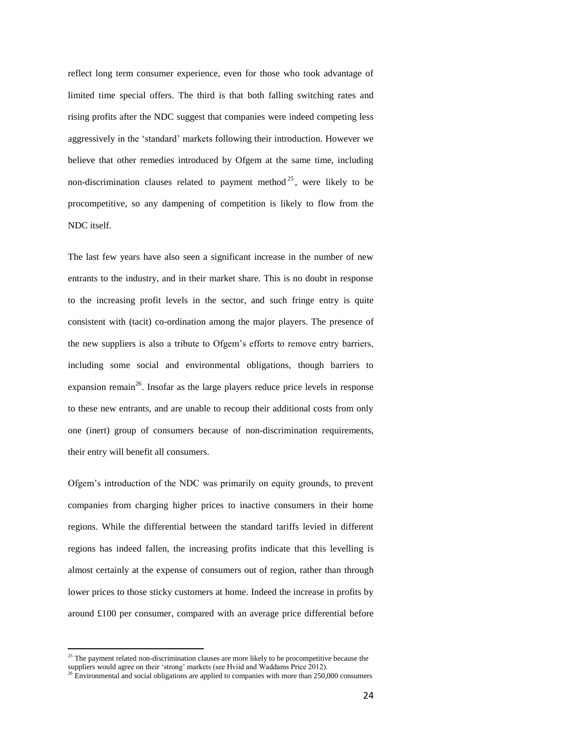reflect long term consumer experience, even for those who took advantage of limited time special offers. The third is that both falling switching rates and rising profits after the NDC suggest that companies were indeed competing less aggressively in the 'standard' markets following their introduction. However we believe that other remedies introduced by Ofgem at the same time, including non-discrimination clauses related to payment method[25], were likely to be procompetitive, so any dampening of competition is likely to flow from the NDC itself.

The last few years have also seen a significant increase in the number of new entrants to the industry, and in their market share. This is no doubt in response to the increasing profit levels in the sector, and such fringe entry is quite consistent with (tacit) co-ordination among the major players. The presence of the new suppliers is also a tribute to Ofgem's efforts to remove entry barriers, including some social and environmental obligations, though barriers to expansion remain[26]. Insofar as the large players reduce price levels in response to these new entrants, and are unable to recoup their additional costs from only one (inert) group of consumers because of non-discrimination requirements, their entry will benefit all consumers.

Ofgem's introduction of the NDC was primarily on equity grounds, to prevent companies from charging higher prices to inactive consumers in their home regions. While the differential between the standard tariffs levied in different regions has indeed fallen, the increasing profits indicate that this levelling is almost certainly at the expense of consumers out of region, rather than through lower prices to those sticky customers at home. Indeed the increase in profits by around £100 per consumer, compared with an average price differential before

---

[25] The payment related non-discrimination clauses are more likely to be procompetitive because the suppliers would agree on their 'strong' markets (see Hviid and Waddams Price 2012).

[26] Environmental and social obligations are applied to companies with more than 250,000 consumers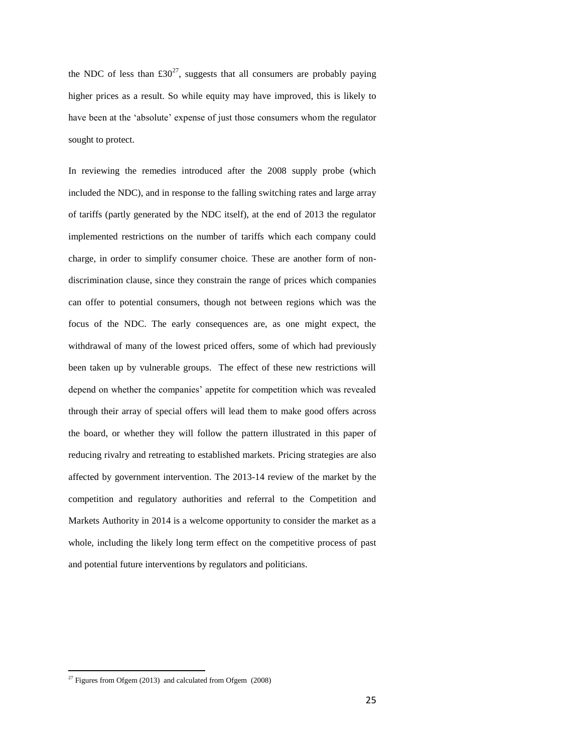the NDC of less than £30[27], suggests that all consumers are probably paying higher prices as a result. So while equity may have improved, this is likely to have been at the 'absolute' expense of just those consumers whom the regulator sought to protect.

In reviewing the remedies introduced after the 2008 supply probe (which included the NDC), and in response to the falling switching rates and large array of tariffs (partly generated by the NDC itself), at the end of 2013 the regulator implemented restrictions on the number of tariffs which each company could charge, in order to simplify consumer choice. These are another form of non-discrimination clause, since they constrain the range of prices which companies can offer to potential consumers, though not between regions which was the focus of the NDC. The early consequences are, as one might expect, the withdrawal of many of the lowest priced offers, some of which had previously been taken up by vulnerable groups. The effect of these new restrictions will depend on whether the companies' appetite for competition which was revealed through their array of special offers will lead them to make good offers across the board, or whether they will follow the pattern illustrated in this paper of reducing rivalry and retreating to established markets. Pricing strategies are also affected by government intervention. The 2013-14 review of the market by the competition and regulatory authorities and referral to the Competition and Markets Authority in 2014 is a welcome opportunity to consider the market as a whole, including the likely long term effect on the competitive process of past and potential future interventions by regulators and politicians.

[27] Figures from Ofgem (2013) and calculated from Ofgem (2008)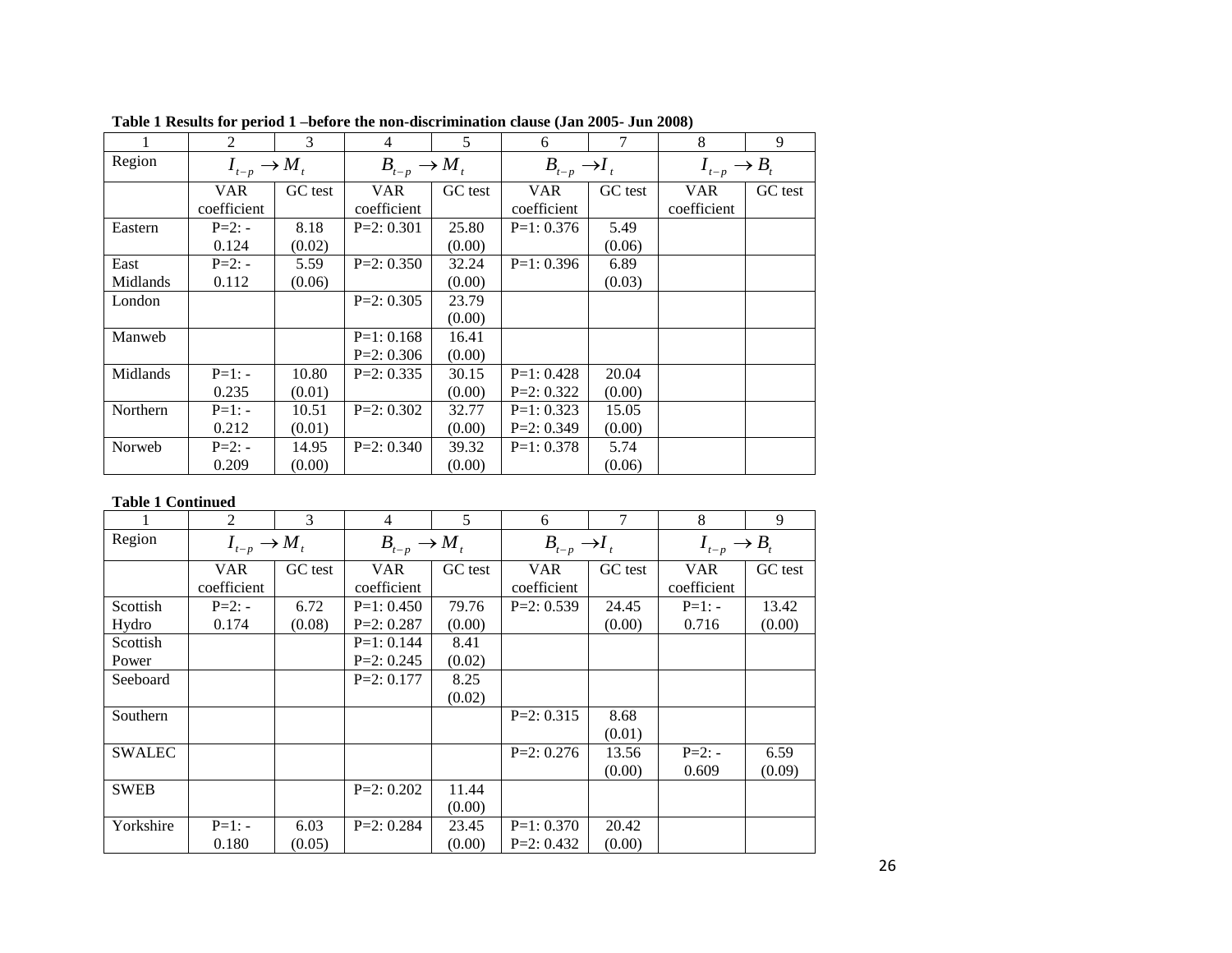**Table 1 Results for period 1 –before the non-discrimination clause (Jan 2005- Jun 2008)**

| 1 | 2 | 3 | 4 | 5 | 6 | 7 | 8 | 9 |
|---|---|---|---|---|---|---|---|---|
| Region | $I_{t-p} \rightarrow M_t$ | | $B_{t-p} \rightarrow M_t$ | | $B_{t-p} \rightarrow I_t$ | | $I_{t-p} \rightarrow B_t$ | |
| | VAR coefficient | GC test | VAR coefficient | GC test | VAR coefficient | GC test | VAR coefficient | GC test |
| Eastern | P=2: -0.124 | 8.18 (0.02) | P=2: 0.301 | 25.80 (0.00) | P=1: 0.376 | 5.49 (0.06) | | |
| East Midlands | P=2: -0.112 | 5.59 (0.06) | P=2: 0.350 | 32.24 (0.00) | P=1: 0.396 | 6.89 (0.03) | | |
| London | | | P=2: 0.305 | 23.79 (0.00) | | | | |
| Manweb | | | P=1: 0.168<br>P=2: 0.306 | 16.41 (0.00) | | | | |
| Midlands | P=1: -0.235 | 10.80 (0.01) | P=2: 0.335 | 30.15 (0.00) | P=1: 0.428<br>P=2: 0.322 | 20.04 (0.00) | | |
| Northern | P=1: -0.212 | 10.51 (0.01) | P=2: 0.302 | 32.77 (0.00) | P=1: 0.323<br>P=2: 0.349 | 15.05 (0.00) | | |
| Norweb | P=2: -0.209 | 14.95 (0.00) | P=2: 0.340 | 39.32 (0.00) | P=1: 0.378 | 5.74 (0.06) | | |
| Scottish Hydro | P=2: -0.174 | 6.72 (0.08) | P=1: 0.450<br>P=2: 0.287 | 79.76 (0.00) | P=2: 0.539 | 24.45 (0.00) | P=1: -0.716 | 13.42 (0.00) |
| Scottish Power | | | P=1: 0.144<br>P=2: 0.245 | 8.41 (0.02) | | | | |
| Seeboard | | | P=2: 0.177 | 8.25 (0.02) | | | | |
| Southern | | | | | P=2: 0.315 | 8.68 (0.01) | | |
| SWALEC | | | | | P=2: 0.276 | 13.56 (0.00) | P=2: -0.609 | 6.59 (0.09) |
| SWEB | | | P=2: 0.202 | 11.44 (0.00) | | | | |
| Yorkshire | P=1: -0.180 | 6.03 (0.05) | P=2: 0.284 | 23.45 (0.00) | P=1: 0.370<br>P=2: 0.432 | 20.42 (0.00) | | |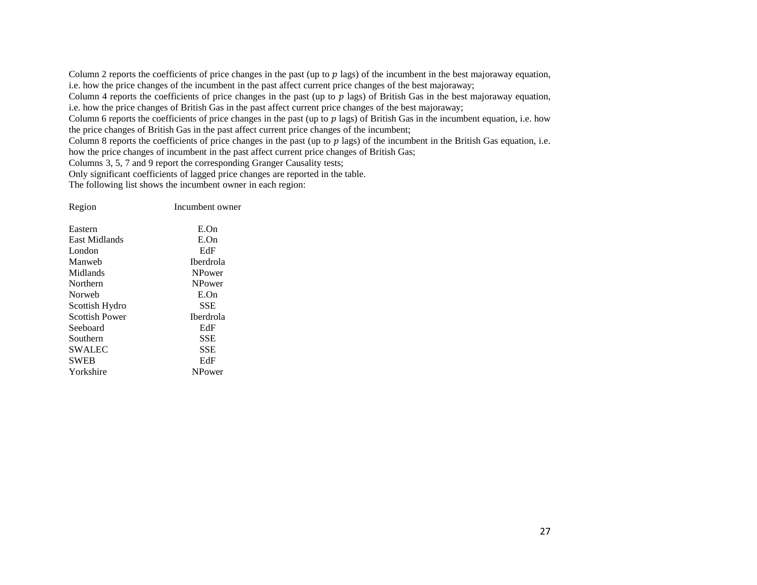Column 2 reports the coefficients of price changes in the past (up to $p$ lags) of the incumbent in the best majoraway equation, i.e. how the price changes of the incumbent in the past affect current price changes of the best majoraway;
Column 4 reports the coefficients of price changes in the past (up to $p$ lags) of British Gas in the best majoraway equation, i.e. how the price changes of British Gas in the past affect current price changes of the best majoraway;
Column 6 reports the coefficients of price changes in the past (up to $p$ lags) of British Gas in the incumbent equation, i.e. how the price changes of British Gas in the past affect current price changes of the incumbent;
Column 8 reports the coefficients of price changes in the past (up to $p$ lags) of the incumbent in the British Gas equation, i.e. how the price changes of incumbent in the past affect current price changes of British Gas;
Columns 3, 5, 7 and 9 report the corresponding Granger Causality tests;
Only significant coefficients of lagged price changes are reported in the table.
The following list shows the incumbent owner in each region:

| Region | Incumbent owner |
|---|---|
| Eastern | E.On |
| East Midlands | E.On |
| London | EdF |
| Manweb | Iberdrola |
| Midlands | NPower |
| Northern | NPower |
| Norweb | E.On |
| Scottish Hydro | SSE |
| Scottish Power | Iberdrola |
| Seeboard | EdF |
| Southern | SSE |
| SWALEC | SSE |
| SWEB | EdF |
| Yorkshire | NPower |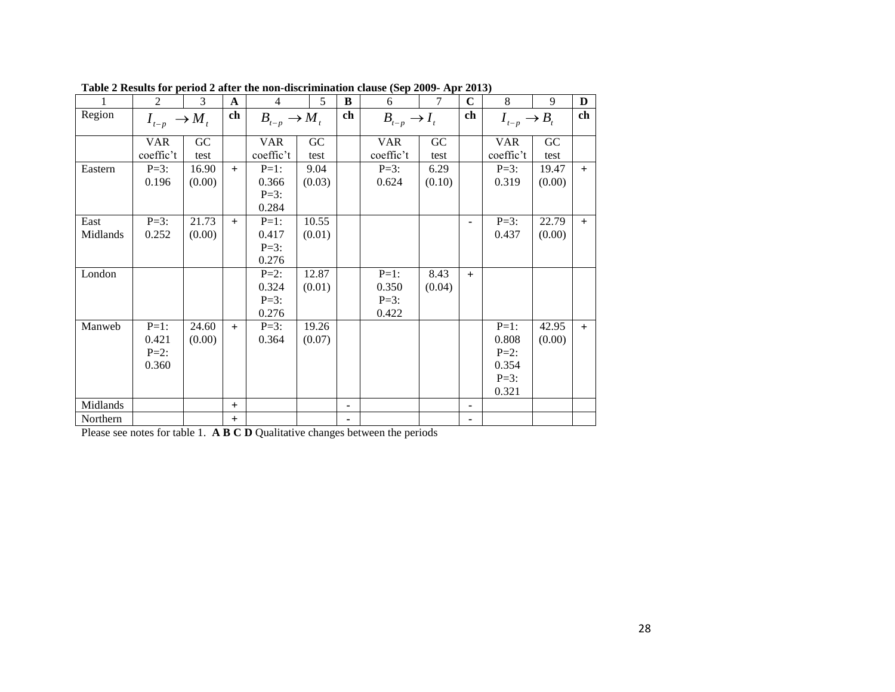**Table 2 Results for period 2 after the non-discrimination clause (Sep 2009- Apr 2013)**

| 1 | 2 | 3 | **A** | 4 | 5 | **B** | 6 | 7 | **C** | 8 | 9 | **D** |
|---|---|---|---|---|---|---|---|---|---|---|---|---|
| Region | $I_{t-p} \rightarrow M_t$ | | **ch** | $B_{t-p} \rightarrow M_t$ | | **ch** | $B_{t-p} \rightarrow I_t$ | | **ch** | $I_{t-p} \rightarrow B_t$ | | **ch** |
| | VAR coeffic't | GC test | | VAR coeffic't | GC test | | VAR coeffic't | GC test | | VAR coeffic't | GC test | |
| Eastern | P=3: 0.196 | 16.90 (0.00) | + | P=1: 0.366 P=3: 0.284 | 9.04 (0.03) | | P=3: 0.624 | 6.29 (0.10) | | P=3: 0.319 | 19.47 (0.00) | + |
| East Midlands | P=3: 0.252 | 21.73 (0.00) | + | P=1: 0.417 P=3: 0.276 | 10.55 (0.01) | | | | - | P=3: 0.437 | 22.79 (0.00) | + |
| London | | | | P=2: 0.324 P=3: 0.276 | 12.87 (0.01) | | P=1: 0.350 P=3: 0.422 | 8.43 (0.04) | + | | | |
| Manweb | P=1: 0.421 P=2: 0.360 | 24.60 (0.00) | + | P=3: 0.364 | 19.26 (0.07) | | | | | P=1: 0.808 P=2: 0.354 P=3: 0.321 | 42.95 (0.00) | + |
| Midlands | | | + | | | - | | | - | | | |
| Northern | | | + | | | - | | | - | | | |

Please see notes for table 1. **A B C D** Qualitative changes between the periods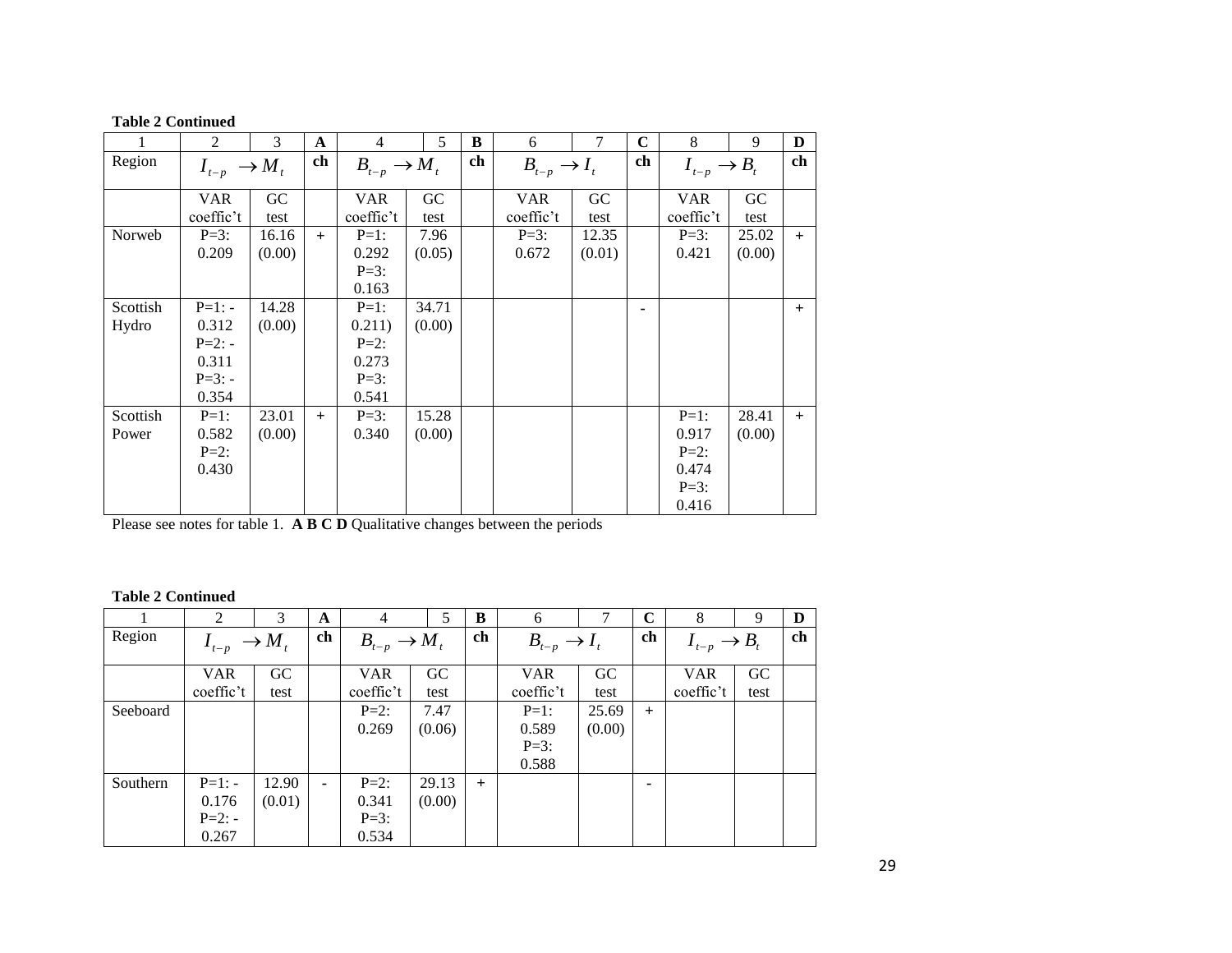**Table 2 Continued**

| 1 | 2 | 3 | A | 4 | 5 | B | 6 | 7 | C | 8 | 9 | D |
|---|---|---|---|---|---|---|---|---|---|---|---|---|
| Region | $I_{t-p} \rightarrow M_t$ | | ch | $B_{t-p} \rightarrow M_t$ | | ch | $B_{t-p} \rightarrow I_t$ | | ch | $I_{t-p} \rightarrow B_t$ | | ch |
| | VAR coeffic't | GC test | | VAR coeffic't | GC test | | VAR coeffic't | GC test | | VAR coeffic't | GC test | |
| Norweb | P=3: 0.209 | 16.16 (0.00) | + | P=1: 0.292 P=3: 0.163 | 7.96 (0.05) | | P=3: 0.672 | 12.35 (0.01) | | P=3: 0.421 | 25.02 (0.00) | + |
| Scottish Hydro | P=1: - 0.312 P=2: - 0.311 P=3: - 0.354 | 14.28 (0.00) | | P=1: 0.211) P=2: 0.273 P=3: 0.541 | 34.71 (0.00) | | | | - | | | + |
| Scottish Power | P=1: 0.582 P=2: 0.430 | 23.01 (0.00) | + | P=3: 0.340 | 15.28 (0.00) | | | | | P=1: 0.917 P=2: 0.474 P=3: 0.416 | 28.41 (0.00) | + |

Please see notes for table 1. **A B C D** Qualitative changes between the periods

**Table 2 Continued**

| 1 | 2 | 3 | A | 4 | 5 | B | 6 | 7 | C | 8 | 9 | D |
|---|---|---|---|---|---|---|---|---|---|---|---|---|
| Region | $I_{t-p} \rightarrow M_t$ | | ch | $B_{t-p} \rightarrow M_t$ | | ch | $B_{t-p} \rightarrow I_t$ | | ch | $I_{t-p} \rightarrow B_t$ | | ch |
| | VAR coeffic't | GC test | | VAR coeffic't | GC test | | VAR coeffic't | GC test | | VAR coeffic't | GC test | |
| Seeboard | | | | P=2: 0.269 | 7.47 (0.06) | | P=1: 0.589 P=3: 0.588 | 25.69 (0.00) | + | | | |
| Southern | P=1: - 0.176 P=2: - 0.267 | 12.90 (0.01) | - | P=2: 0.341 P=3: 0.534 | 29.13 (0.00) | + | | | - | | | |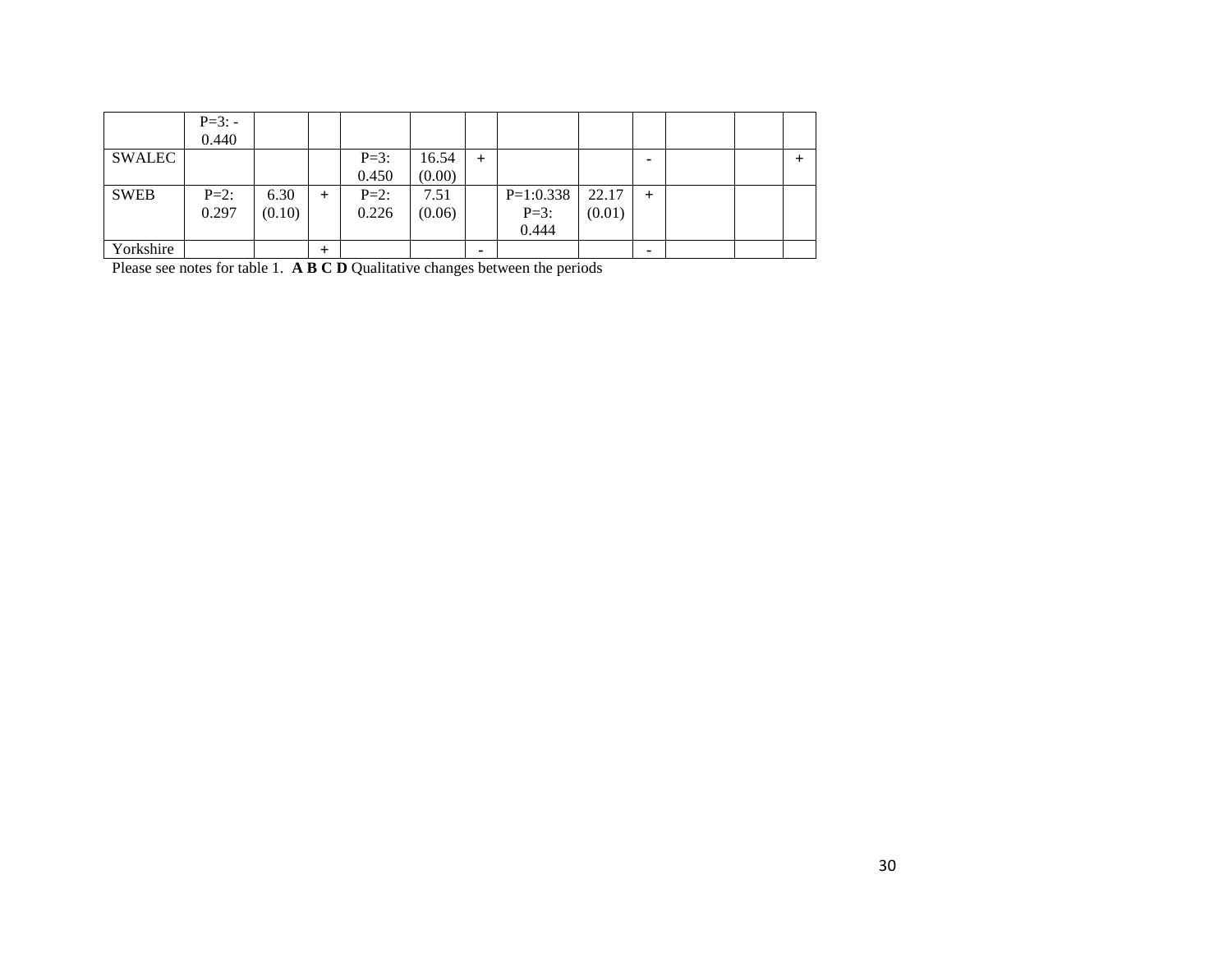| | | | | | | | | | | | | |
|---|---|---|---|---|---|---|---|---|---|---|---|---|
| | P=3: -0.440 | | | | | | | | | | | |
| SWALEC | | | | P=3: 0.450 | 16.54 (0.00) | + | | | - | | | + |
| SWEB | P=2: 0.297 | 6.30 (0.10) | + | P=2: 0.226 | 7.51 (0.06) | | P=1:0.338 P=3: 0.444 | 22.17 (0.01) | + | | | |
| Yorkshire | | | + | | | - | | | - | | | |

Please see notes for table 1. **A B C D** Qualitative changes between the periods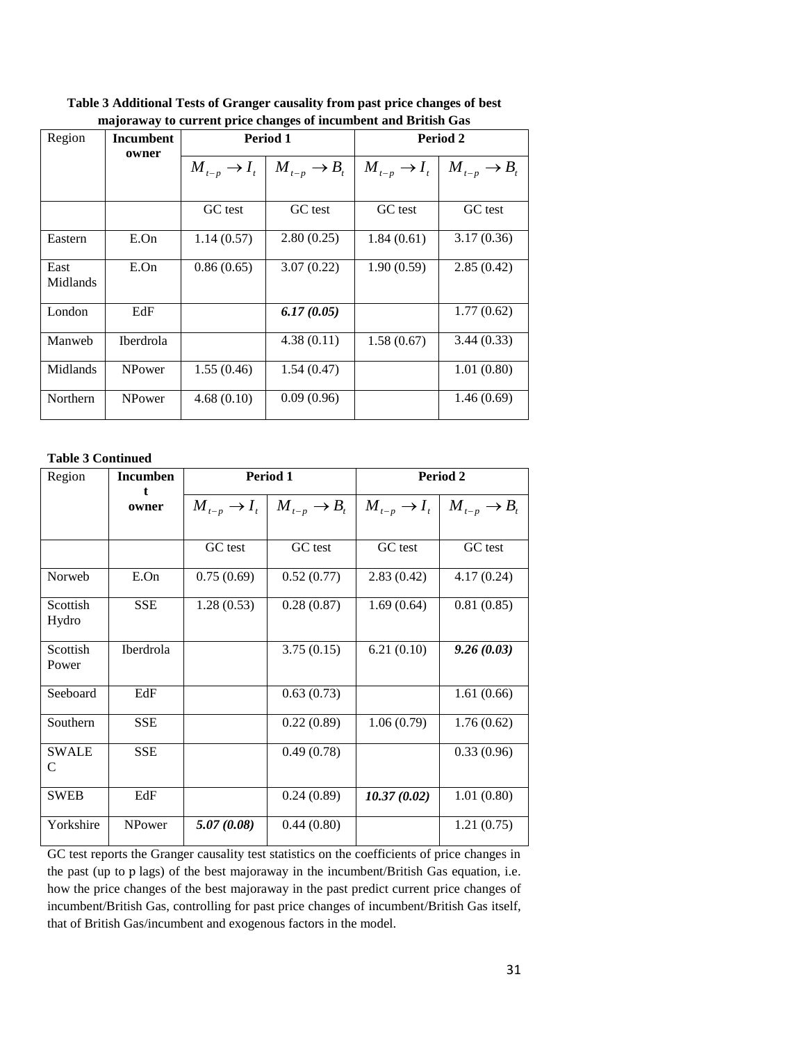**Table 3 Additional Tests of Granger causality from past price changes of best majoraway to current price changes of incumbent and British Gas**

| Region | Incumbent owner | Period 1 | | Period 2 | |
|---|---|---|---|---|---|
| | | $M_{t-p} \rightarrow I_t$ | $M_{t-p} \rightarrow B_t$ | $M_{t-p} \rightarrow I_t$ | $M_{t-p} \rightarrow B_t$ |
| | | GC test | GC test | GC test | GC test |
| Eastern | E.On | 1.14 (0.57) | 2.80 (0.25) | 1.84 (0.61) | 3.17 (0.36) |
| East Midlands | E.On | 0.86 (0.65) | 3.07 (0.22) | 1.90 (0.59) | 2.85 (0.42) |
| London | EdF | | ***6.17 (0.05)*** | | 1.77 (0.62) |
| Manweb | Iberdrola | | 4.38 (0.11) | 1.58 (0.67) | 3.44 (0.33) |
| Midlands | NPower | 1.55 (0.46) | 1.54 (0.47) | | 1.01 (0.80) |
| Northern | NPower | 4.68 (0.10) | 0.09 (0.96) | | 1.46 (0.69) |

**Table 3 Continued**

| Region | Incumbent owner | Period 1 | | Period 2 | |
|---|---|---|---|---|---|
| | | $M_{t-p} \rightarrow I_t$ | $M_{t-p} \rightarrow B_t$ | $M_{t-p} \rightarrow I_t$ | $M_{t-p} \rightarrow B_t$ |
| | | GC test | GC test | GC test | GC test |
| Norweb | E.On | 0.75 (0.69) | 0.52 (0.77) | 2.83 (0.42) | 4.17 (0.24) |
| Scottish Hydro | SSE | 1.28 (0.53) | 0.28 (0.87) | 1.69 (0.64) | 0.81 (0.85) |
| Scottish Power | Iberdrola | | 3.75 (0.15) | 6.21 (0.10) | ***9.26 (0.03)*** |
| Seeboard | EdF | | 0.63 (0.73) | | 1.61 (0.66) |
| Southern | SSE | | 0.22 (0.89) | 1.06 (0.79) | 1.76 (0.62) |
| SWALEC | SSE | | 0.49 (0.78) | | 0.33 (0.96) |
| SWEB | EdF | | 0.24 (0.89) | ***10.37 (0.02)*** | 1.01 (0.80) |
| Yorkshire | NPower | ***5.07 (0.08)*** | 0.44 (0.80) | | 1.21 (0.75) |

GC test reports the Granger causality test statistics on the coefficients of price changes in the past (up to p lags) of the best majoraway in the incumbent/British Gas equation, i.e. how the price changes of the best majoraway in the past predict current price changes of incumbent/British Gas, controlling for past price changes of incumbent/British Gas itself, that of British Gas/incumbent and exogenous factors in the model.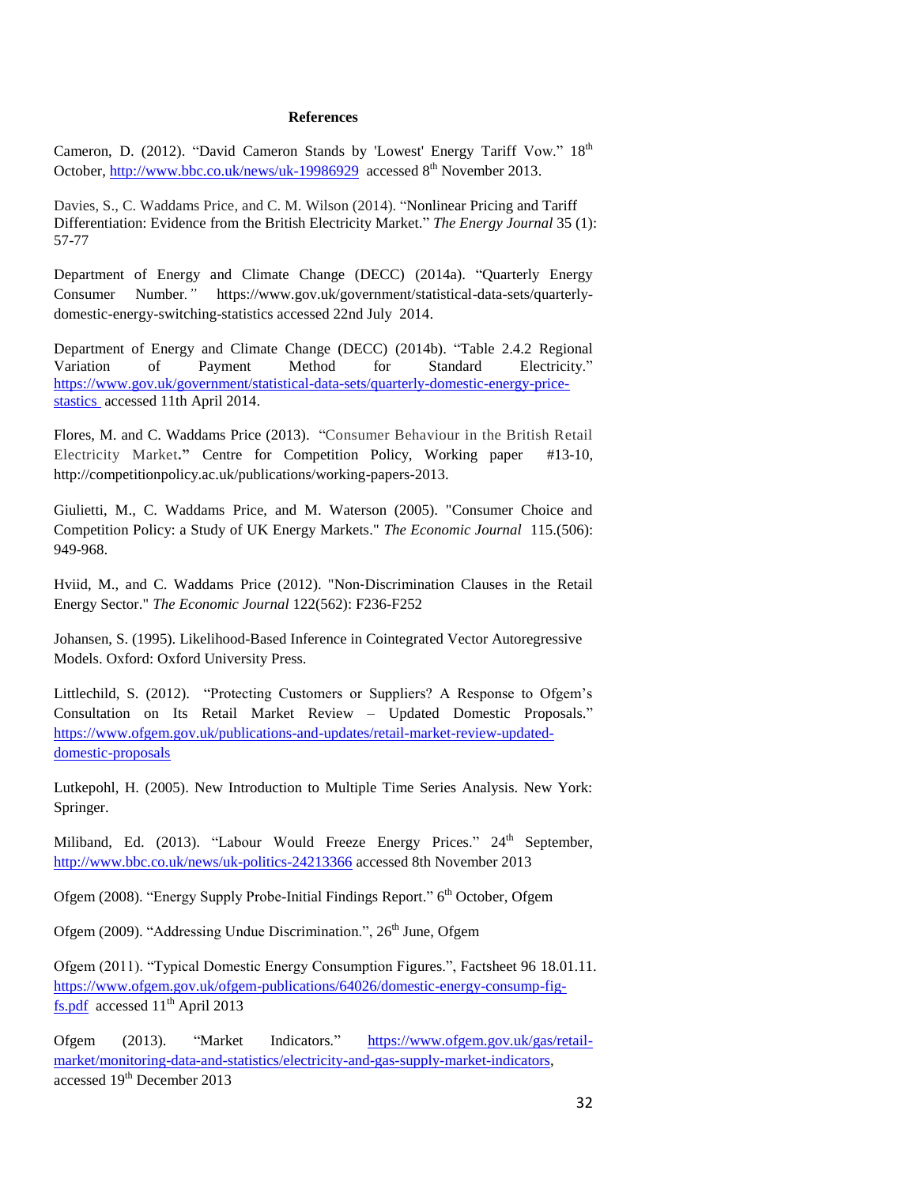**References**

Cameron, D. (2012). "David Cameron Stands by 'Lowest' Energy Tariff Vow." 18th October, http://www.bbc.co.uk/news/uk-19986929 accessed 8th November 2013.

Davies, S., C. Waddams Price, and C. M. Wilson (2014). "Nonlinear Pricing and Tariff Differentiation: Evidence from the British Electricity Market." *The Energy Journal* 35 (1): 57-77

Department of Energy and Climate Change (DECC) (2014a). "Quarterly Energy Consumer Number." https://www.gov.uk/government/statistical-data-sets/quarterly-domestic-energy-switching-statistics accessed 22nd July 2014.

Department of Energy and Climate Change (DECC) (2014b). "Table 2.4.2 Regional Variation of Payment Method for Standard Electricity." https://www.gov.uk/government/statistical-data-sets/quarterly-domestic-energy-price-stastics accessed 11th April 2014.

Flores, M. and C. Waddams Price (2013). "Consumer Behaviour in the British Retail Electricity Market**.**" Centre for Competition Policy, Working paper #13-10, http://competitionpolicy.ac.uk/publications/working-papers-2013.

Giulietti, M., C. Waddams Price, and M. Waterson (2005). "Consumer Choice and Competition Policy: a Study of UK Energy Markets." *The Economic Journal* 115.(506): 949-968.

Hviid, M., and C. Waddams Price (2012). "Non-Discrimination Clauses in the Retail Energy Sector." *The Economic Journal* 122(562): F236-F252

Johansen, S. (1995). Likelihood-Based Inference in Cointegrated Vector Autoregressive Models. Oxford: Oxford University Press.

Littlechild, S. (2012). "Protecting Customers or Suppliers? A Response to Ofgem's Consultation on Its Retail Market Review – Updated Domestic Proposals." https://www.ofgem.gov.uk/publications-and-updates/retail-market-review-updated-domestic-proposals

Lutkepohl, H. (2005). New Introduction to Multiple Time Series Analysis. New York: Springer.

Miliband, Ed. (2013). "Labour Would Freeze Energy Prices." 24th September, http://www.bbc.co.uk/news/uk-politics-24213366 accessed 8th November 2013

Ofgem (2008). "Energy Supply Probe-Initial Findings Report." 6th October, Ofgem

Ofgem (2009). "Addressing Undue Discrimination.", 26th June, Ofgem

Ofgem (2011). "Typical Domestic Energy Consumption Figures.", Factsheet 96 18.01.11. https://www.ofgem.gov.uk/ofgem-publications/64026/domestic-energy-consump-fig-fs.pdf accessed 11th April 2013

Ofgem (2013). "Market Indicators." https://www.ofgem.gov.uk/gas/retail-market/monitoring-data-and-statistics/electricity-and-gas-supply-market-indicators, accessed 19th December 2013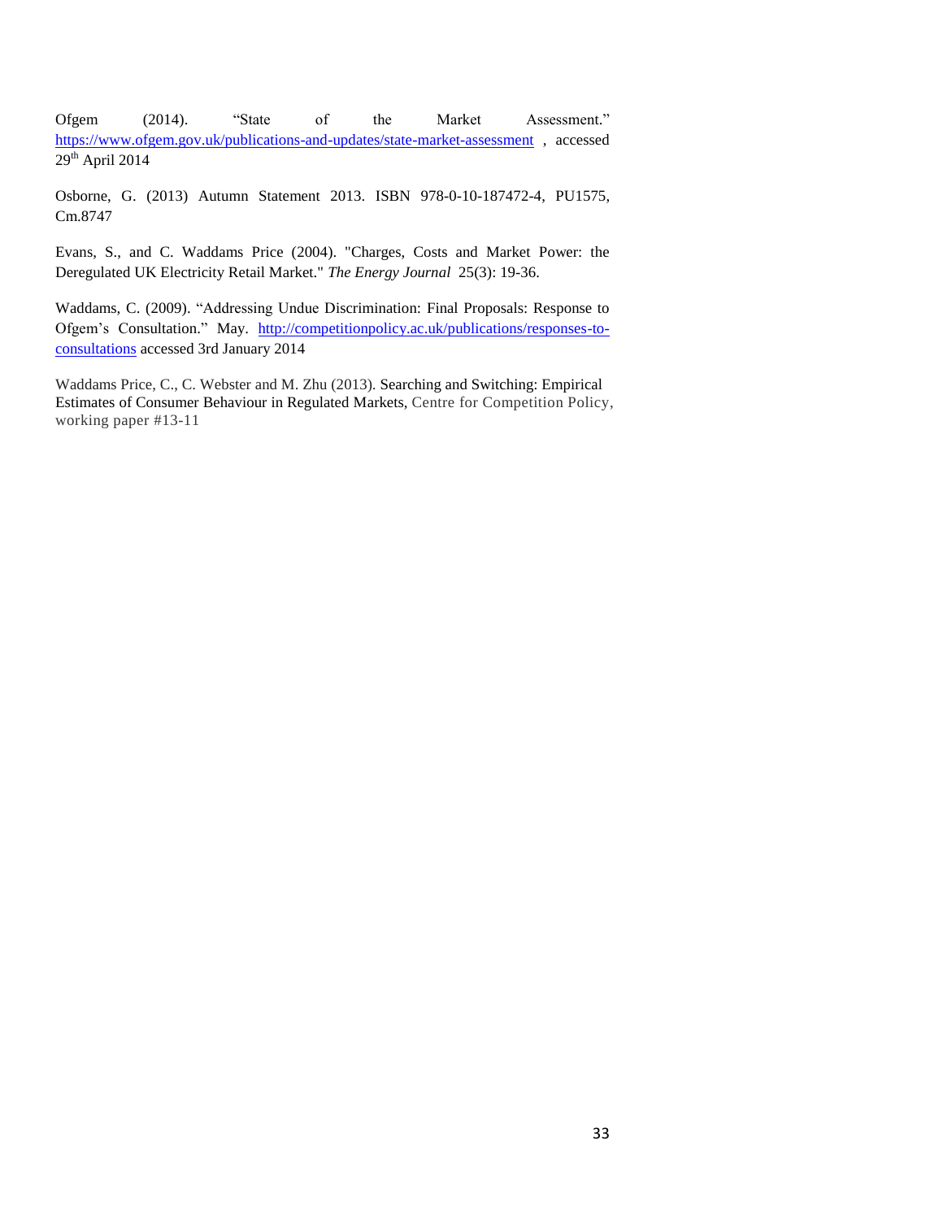Ofgem (2014). "State of the Market Assessment." https://www.ofgem.gov.uk/publications-and-updates/state-market-assessment , accessed 29th April 2014

Osborne, G. (2013) Autumn Statement 2013. ISBN 978-0-10-187472-4, PU1575, Cm.8747

Evans, S., and C. Waddams Price (2004). "Charges, Costs and Market Power: the Deregulated UK Electricity Retail Market." *The Energy Journal* 25(3): 19-36.

Waddams, C. (2009). "Addressing Undue Discrimination: Final Proposals: Response to Ofgem's Consultation." May. http://competitionpolicy.ac.uk/publications/responses-to-consultations accessed 3rd January 2014

Waddams Price, C., C. Webster and M. Zhu (2013). Searching and Switching: Empirical Estimates of Consumer Behaviour in Regulated Markets, Centre for Competition Policy, working paper #13-11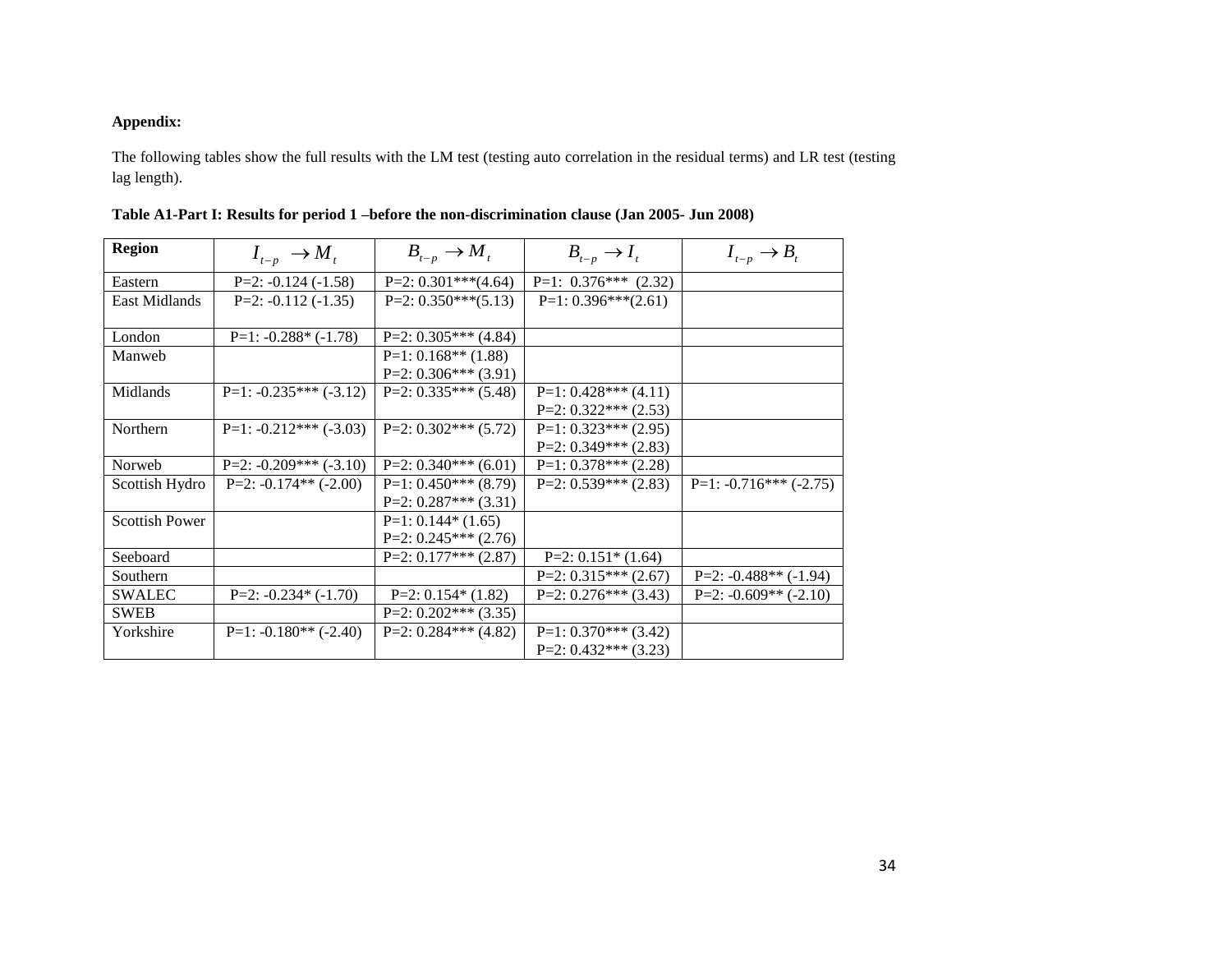**Appendix:**

The following tables show the full results with the LM test (testing auto correlation in the residual terms) and LR test (testing lag length).

**Table A1-Part I: Results for period 1 –before the non-discrimination clause (Jan 2005- Jun 2008)**

| Region | $I_{t-p} \rightarrow M_t$ | $B_{t-p} \rightarrow M_t$ | $B_{t-p} \rightarrow I_t$ | $I_{t-p} \rightarrow B_t$ |
|---|---|---|---|---|
| Eastern | P=2: -0.124 (-1.58) | P=2: 0.301***(4.64) | P=1: 0.376*** (2.32) | |
| East Midlands | P=2: -0.112 (-1.35) | P=2: 0.350***(5.13) | P=1: 0.396***(2.61) | |
| London | P=1: -0.288* (-1.78) | P=2: 0.305*** (4.84) | | |
| Manweb | | P=1: 0.168** (1.88)<br>P=2: 0.306*** (3.91) | | |
| Midlands | P=1: -0.235*** (-3.12) | P=2: 0.335*** (5.48) | P=1: 0.428*** (4.11)<br>P=2: 0.322*** (2.53) | |
| Northern | P=1: -0.212*** (-3.03) | P=2: 0.302*** (5.72) | P=1: 0.323*** (2.95)<br>P=2: 0.349*** (2.83) | |
| Norweb | P=2: -0.209*** (-3.10) | P=2: 0.340*** (6.01) | P=1: 0.378*** (2.28) | |
| Scottish Hydro | P=2: -0.174** (-2.00) | P=1: 0.450*** (8.79)<br>P=2: 0.287*** (3.31) | P=2: 0.539*** (2.83) | P=1: -0.716*** (-2.75) |
| Scottish Power | | P=1: 0.144* (1.65)<br>P=2: 0.245*** (2.76) | | |
| Seeboard | | P=2: 0.177*** (2.87) | P=2: 0.151* (1.64) | |
| Southern | | | P=2: 0.315*** (2.67) | P=2: -0.488** (-1.94) |
| SWALEC | P=2: -0.234* (-1.70) | P=2: 0.154* (1.82) | P=2: 0.276*** (3.43) | P=2: -0.609** (-2.10) |
| SWEB | | P=2: 0.202*** (3.35) | | |
| Yorkshire | P=1: -0.180** (-2.40) | P=2: 0.284*** (4.82) | P=1: 0.370*** (3.42)<br>P=2: 0.432*** (3.23) | |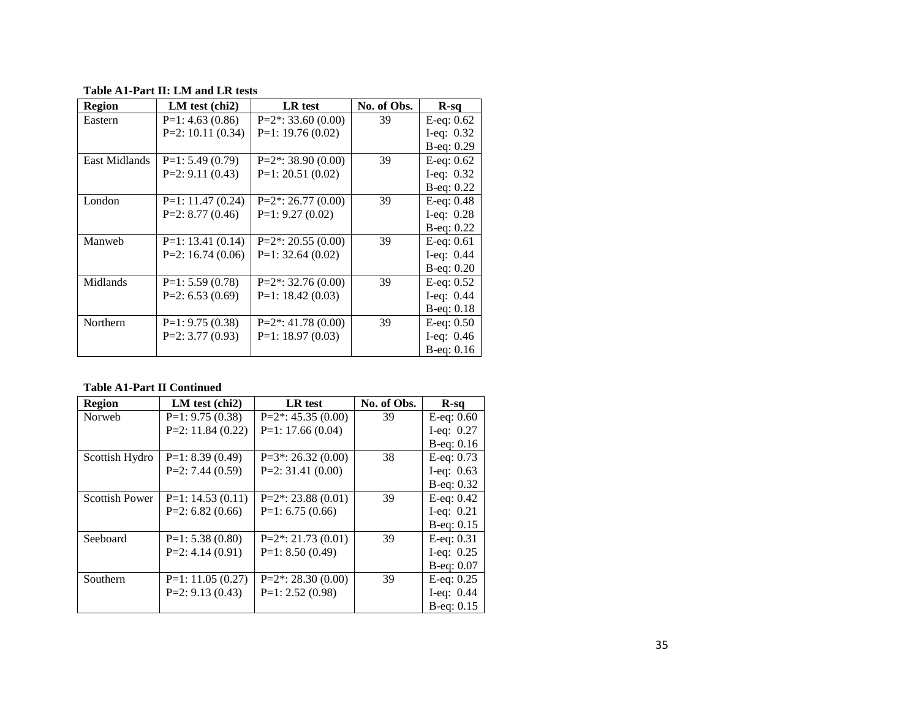**Table A1-Part II: LM and LR tests**

| Region | LM test (chi2) | LR test | No. of Obs. | R-sq |
|---|---|---|---|---|
| Eastern | P=1: 4.63 (0.86)<br>P=2: 10.11 (0.34) | P=2*: 33.60 (0.00)<br>P=1: 19.76 (0.02) | 39 | E-eq: 0.62<br>I-eq: 0.32<br>B-eq: 0.29 |
| East Midlands | P=1: 5.49 (0.79)<br>P=2: 9.11 (0.43) | P=2*: 38.90 (0.00)<br>P=1: 20.51 (0.02) | 39 | E-eq: 0.62<br>I-eq: 0.32<br>B-eq: 0.22 |
| London | P=1: 11.47 (0.24)<br>P=2: 8.77 (0.46) | P=2*: 26.77 (0.00)<br>P=1: 9.27 (0.02) | 39 | E-eq: 0.48<br>I-eq: 0.28<br>B-eq: 0.22 |
| Manweb | P=1: 13.41 (0.14)<br>P=2: 16.74 (0.06) | P=2*: 20.55 (0.00)<br>P=1: 32.64 (0.02) | 39 | E-eq: 0.61<br>I-eq: 0.44<br>B-eq: 0.20 |
| Midlands | P=1: 5.59 (0.78)<br>P=2: 6.53 (0.69) | P=2*: 32.76 (0.00)<br>P=1: 18.42 (0.03) | 39 | E-eq: 0.52<br>I-eq: 0.44<br>B-eq: 0.18 |
| Northern | P=1: 9.75 (0.38)<br>P=2: 3.77 (0.93) | P=2*: 41.78 (0.00)<br>P=1: 18.97 (0.03) | 39 | E-eq: 0.50<br>I-eq: 0.46<br>B-eq: 0.16 |

**Table A1-Part II Continued**

| Region | LM test (chi2) | LR test | No. of Obs. | R-sq |
|---|---|---|---|---|
| Norweb | P=1: 9.75 (0.38)<br>P=2: 11.84 (0.22) | P=2*: 45.35 (0.00)<br>P=1: 17.66 (0.04) | 39 | E-eq: 0.60<br>I-eq: 0.27<br>B-eq: 0.16 |
| Scottish Hydro | P=1: 8.39 (0.49)<br>P=2: 7.44 (0.59) | P=3*: 26.32 (0.00)<br>P=2: 31.41 (0.00) | 38 | E-eq: 0.73<br>I-eq: 0.63<br>B-eq: 0.32 |
| Scottish Power | P=1: 14.53 (0.11)<br>P=2: 6.82 (0.66) | P=2*: 23.88 (0.01)<br>P=1: 6.75 (0.66) | 39 | E-eq: 0.42<br>I-eq: 0.21<br>B-eq: 0.15 |
| Seeboard | P=1: 5.38 (0.80)<br>P=2: 4.14 (0.91) | P=2*: 21.73 (0.01)<br>P=1: 8.50 (0.49) | 39 | E-eq: 0.31<br>I-eq: 0.25<br>B-eq: 0.07 |
| Southern | P=1: 11.05 (0.27)<br>P=2: 9.13 (0.43) | P=2*: 28.30 (0.00)<br>P=1: 2.52 (0.98) | 39 | E-eq: 0.25<br>I-eq: 0.44<br>B-eq: 0.15 |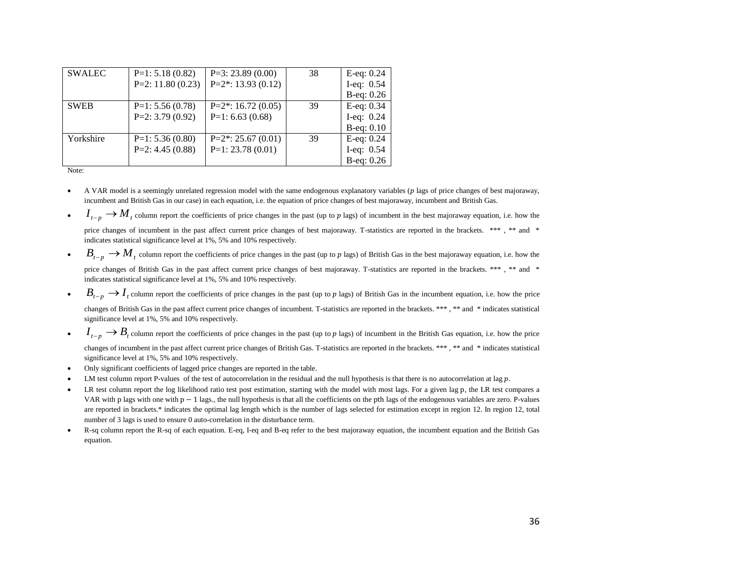| | | | | |
|---|---|---|---|---|
| SWALEC | P=1: 5.18 (0.82)<br>P=2: 11.80 (0.23) | P=3: 23.89 (0.00)<br>P=2*: 13.93 (0.12) | 38 | E-eq: 0.24<br>I-eq: 0.54<br>B-eq: 0.26 |
| SWEB | P=1: 5.56 (0.78)<br>P=2: 3.79 (0.92) | P=2*: 16.72 (0.05)<br>P=1: 6.63 (0.68) | 39 | E-eq: 0.34<br>I-eq: 0.24<br>B-eq: 0.10 |
| Yorkshire | P=1: 5.36 (0.80)<br>P=2: 4.45 (0.88) | P=2*: 25.67 (0.01)<br>P=1: 23.78 (0.01) | 39 | E-eq: 0.24<br>I-eq: 0.54<br>B-eq: 0.26 |

Note:

- A VAR model is a seemingly unrelated regression model with the same endogenous explanatory variables ($p$ lags of price changes of best majoraway, incumbent and British Gas in our case) in each equation, i.e. the equation of price changes of best majoraway, incumbent and British Gas.
- $I_{t-p} \rightarrow M_t$ column report the coefficients of price changes in the past (up to $p$ lags) of incumbent in the best majoraway equation, i.e. how the price changes of incumbent in the past affect current price changes of best majoraway. T-statistics are reported in the brackets. *** , ** and * indicates statistical significance level at 1%, 5% and 10% respectively.
- $B_{t-p} \rightarrow M_t$ column report the coefficients of price changes in the past (up to $p$ lags) of British Gas in the best majoraway equation, i.e. how the price changes of British Gas in the past affect current price changes of best majoraway. T-statistics are reported in the brackets. *** , ** and * indicates statistical significance level at 1%, 5% and 10% respectively.
- $B_{t-p} \rightarrow I_t$ column report the coefficients of price changes in the past (up to $p$ lags) of British Gas in the incumbent equation, i.e. how the price changes of British Gas in the past affect current price changes of incumbent. T-statistics are reported in the brackets. *** , ** and * indicates statistical significance level at 1%, 5% and 10% respectively.
- $I_{t-p} \rightarrow B_t$ column report the coefficients of price changes in the past (up to $p$ lags) of incumbent in the British Gas equation, i.e. how the price changes of incumbent in the past affect current price changes of British Gas. T-statistics are reported in the brackets. *** , ** and * indicates statistical significance level at 1%, 5% and 10% respectively.
- Only significant coefficients of lagged price changes are reported in the table.
- LM test column report P-values of the test of autocorrelation in the residual and the null hypothesis is that there is no autocorrelation at lag $p$.
- LR test column report the log likelihood ratio test post estimation, starting with the model with most lags. For a given lag p, the LR test compares a VAR with p lags with one with $p - 1$ lags., the null hypothesis is that all the coefficients on the pth lags of the endogenous variables are zero. P-values are reported in brackets.* indicates the optimal lag length which is the number of lags selected for estimation except in region 12. In region 12, total number of 3 lags is used to ensure 0 auto-correlation in the disturbance term.
- R-sq column report the R-sq of each equation. E-eq, I-eq and B-eq refer to the best majoraway equation, the incumbent equation and the British Gas equation.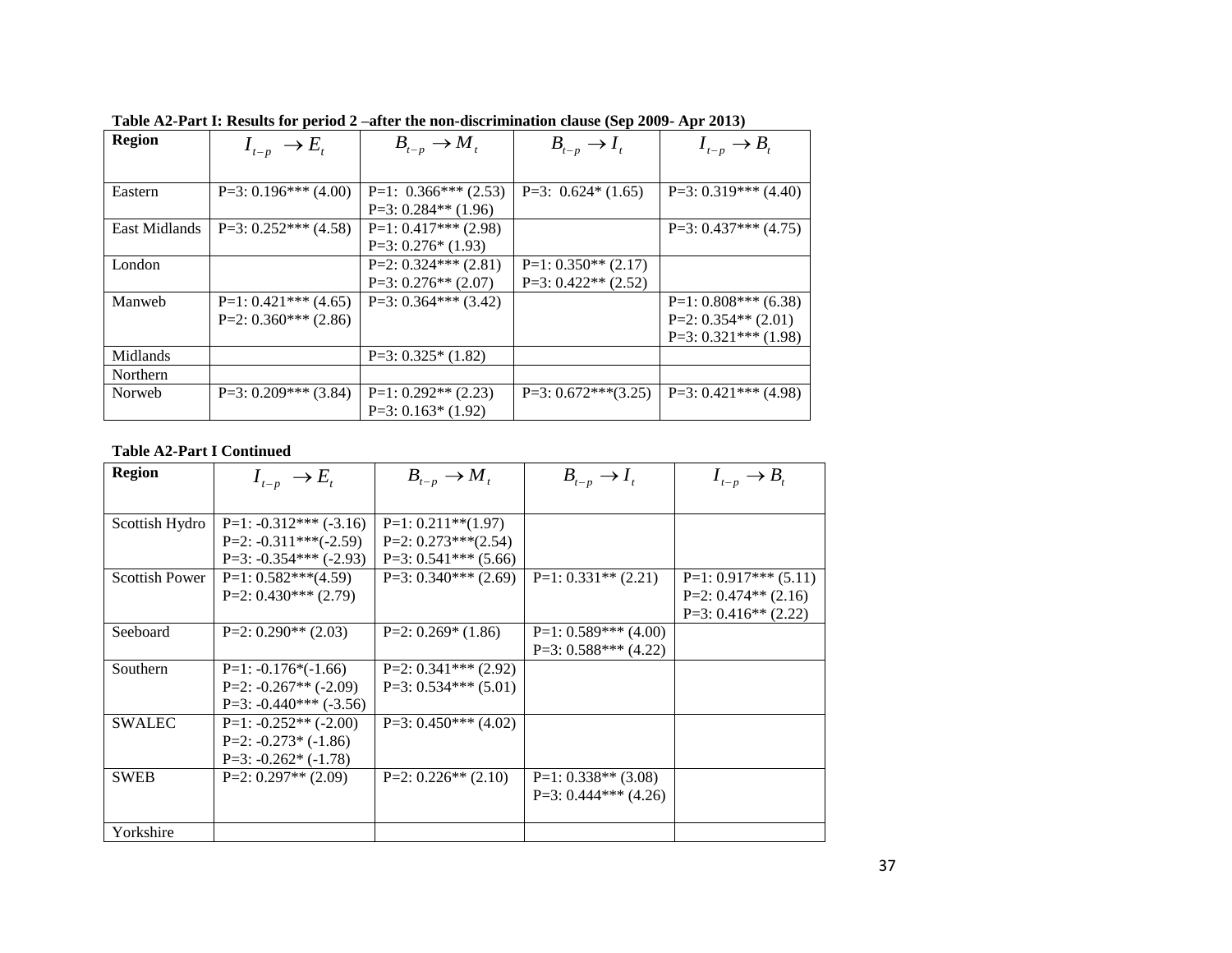**Table A2-Part I: Results for period 2 –after the non-discrimination clause (Sep 2009- Apr 2013)**

| Region | $I_{t-p} \rightarrow E_t$ | $B_{t-p} \rightarrow M_t$ | $B_{t-p} \rightarrow I_t$ | $I_{t-p} \rightarrow B_t$ |
|---|---|---|---|---|
| Eastern | P=3: 0.196*** (4.00) | P=1: 0.366*** (2.53)<br>P=3: 0.284** (1.96) | P=3: 0.624* (1.65) | P=3: 0.319*** (4.40) |
| East Midlands | P=3: 0.252*** (4.58) | P=1: 0.417*** (2.98)<br>P=3: 0.276* (1.93) | | P=3: 0.437*** (4.75) |
| London | | P=2: 0.324*** (2.81)<br>P=3: 0.276** (2.07) | P=1: 0.350** (2.17)<br>P=3: 0.422** (2.52) | |
| Manweb | P=1: 0.421*** (4.65)<br>P=2: 0.360*** (2.86) | P=3: 0.364*** (3.42) | | P=1: 0.808*** (6.38)<br>P=2: 0.354** (2.01)<br>P=3: 0.321*** (1.98) |
| Midlands | | P=3: 0.325* (1.82) | | |
| Northern | | | | |
| Norweb | P=3: 0.209*** (3.84) | P=1: 0.292** (2.23)<br>P=3: 0.163* (1.92) | P=3: 0.672***(3.25) | P=3: 0.421*** (4.98) |

**Table A2-Part I Continued**

| Region | $I_{t-p} \rightarrow E_t$ | $B_{t-p} \rightarrow M_t$ | $B_{t-p} \rightarrow I_t$ | $I_{t-p} \rightarrow B_t$ |
|---|---|---|---|---|
| Scottish Hydro | P=1: -0.312*** (-3.16)<br>P=2: -0.311***(-2.59)<br>P=3: -0.354*** (-2.93) | P=1: 0.211**(1.97)<br>P=2: 0.273***(2.54)<br>P=3: 0.541*** (5.66) | | |
| Scottish Power | P=1: 0.582***(4.59)<br>P=2: 0.430*** (2.79) | P=3: 0.340*** (2.69) | P=1: 0.331** (2.21) | P=1: 0.917*** (5.11)<br>P=2: 0.474** (2.16)<br>P=3: 0.416** (2.22) |
| Seeboard | P=2: 0.290** (2.03) | P=2: 0.269* (1.86) | P=1: 0.589*** (4.00)<br>P=3: 0.588*** (4.22) | |
| Southern | P=1: -0.176*(-1.66)<br>P=2: -0.267** (-2.09)<br>P=3: -0.440*** (-3.56) | P=2: 0.341*** (2.92)<br>P=3: 0.534*** (5.01) | | |
| SWALEC | P=1: -0.252** (-2.00)<br>P=2: -0.273* (-1.86)<br>P=3: -0.262* (-1.78) | P=3: 0.450*** (4.02) | | |
| SWEB | P=2: 0.297** (2.09) | P=2: 0.226** (2.10) | P=1: 0.338** (3.08)<br>P=3: 0.444*** (4.26) | |
| Yorkshire | | | | |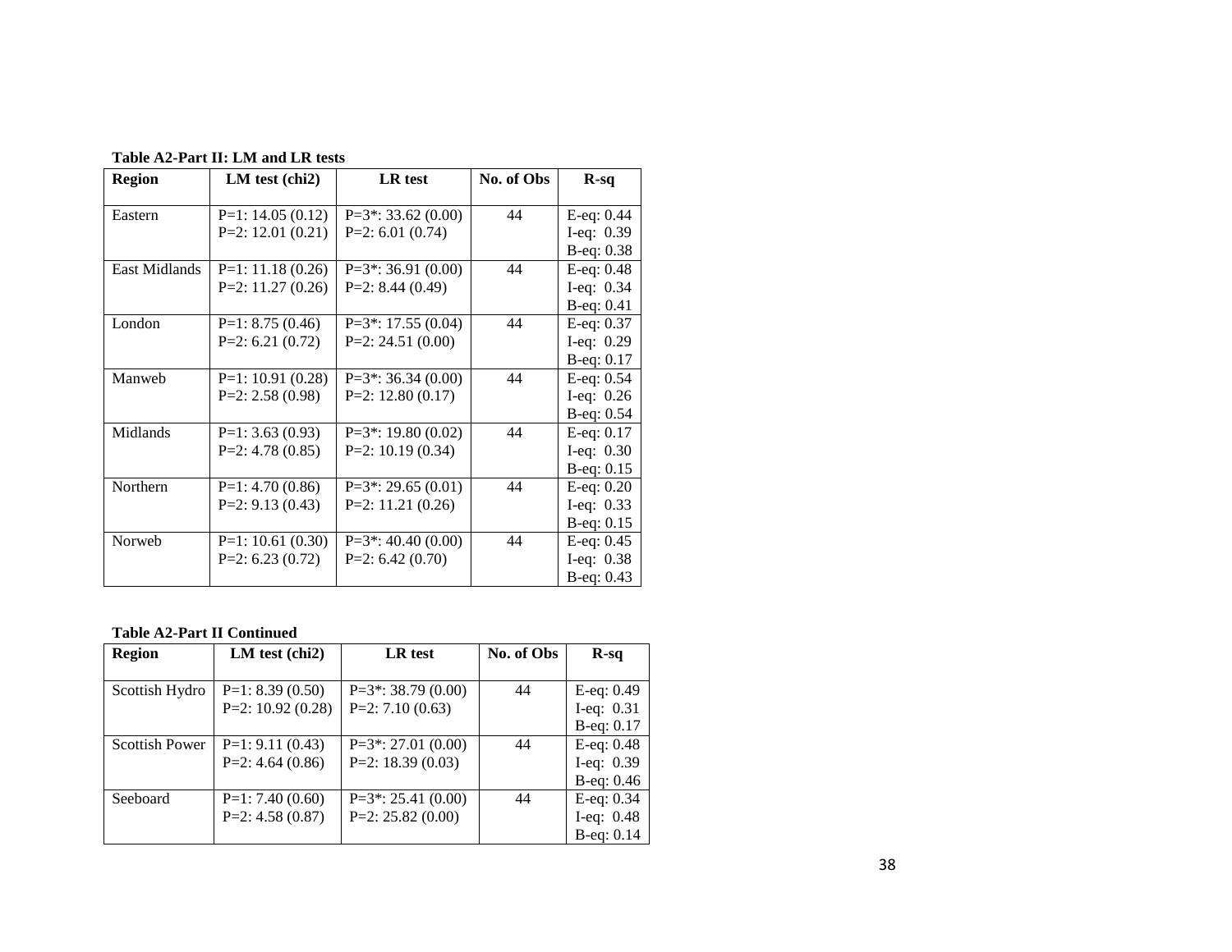**Table A2-Part II: LM and LR tests**

| Region | LM test (chi2) | LR test | No. of Obs | R-sq |
|---|---|---|---|---|
| Eastern | P=1: 14.05 (0.12)<br>P=2: 12.01 (0.21) | P=3*: 33.62 (0.00)<br>P=2: 6.01 (0.74) | 44 | E-eq: 0.44<br>I-eq: 0.39<br>B-eq: 0.38 |
| East Midlands | P=1: 11.18 (0.26)<br>P=2: 11.27 (0.26) | P=3*: 36.91 (0.00)<br>P=2: 8.44 (0.49) | 44 | E-eq: 0.48<br>I-eq: 0.34<br>B-eq: 0.41 |
| London | P=1: 8.75 (0.46)<br>P=2: 6.21 (0.72) | P=3*: 17.55 (0.04)<br>P=2: 24.51 (0.00) | 44 | E-eq: 0.37<br>I-eq: 0.29<br>B-eq: 0.17 |
| Manweb | P=1: 10.91 (0.28)<br>P=2: 2.58 (0.98) | P=3*: 36.34 (0.00)<br>P=2: 12.80 (0.17) | 44 | E-eq: 0.54<br>I-eq: 0.26<br>B-eq: 0.54 |
| Midlands | P=1: 3.63 (0.93)<br>P=2: 4.78 (0.85) | P=3*: 19.80 (0.02)<br>P=2: 10.19 (0.34) | 44 | E-eq: 0.17<br>I-eq: 0.30<br>B-eq: 0.15 |
| Northern | P=1: 4.70 (0.86)<br>P=2: 9.13 (0.43) | P=3*: 29.65 (0.01)<br>P=2: 11.21 (0.26) | 44 | E-eq: 0.20<br>I-eq: 0.33<br>B-eq: 0.15 |
| Norweb | P=1: 10.61 (0.30)<br>P=2: 6.23 (0.72) | P=3*: 40.40 (0.00)<br>P=2: 6.42 (0.70) | 44 | E-eq: 0.45<br>I-eq: 0.38<br>B-eq: 0.43 |

**Table A2-Part II Continued**

| Region | LM test (chi2) | LR test | No. of Obs | R-sq |
|---|---|---|---|---|
| Scottish Hydro | P=1: 8.39 (0.50)<br>P=2: 10.92 (0.28) | P=3*: 38.79 (0.00)<br>P=2: 7.10 (0.63) | 44 | E-eq: 0.49<br>I-eq: 0.31<br>B-eq: 0.17 |
| Scottish Power | P=1: 9.11 (0.43)<br>P=2: 4.64 (0.86) | P=3*: 27.01 (0.00)<br>P=2: 18.39 (0.03) | 44 | E-eq: 0.48<br>I-eq: 0.39<br>B-eq: 0.46 |
| Seeboard | P=1: 7.40 (0.60)<br>P=2: 4.58 (0.87) | P=3*: 25.41 (0.00)<br>P=2: 25.82 (0.00) | 44 | E-eq: 0.34<br>I-eq: 0.48<br>B-eq: 0.14 |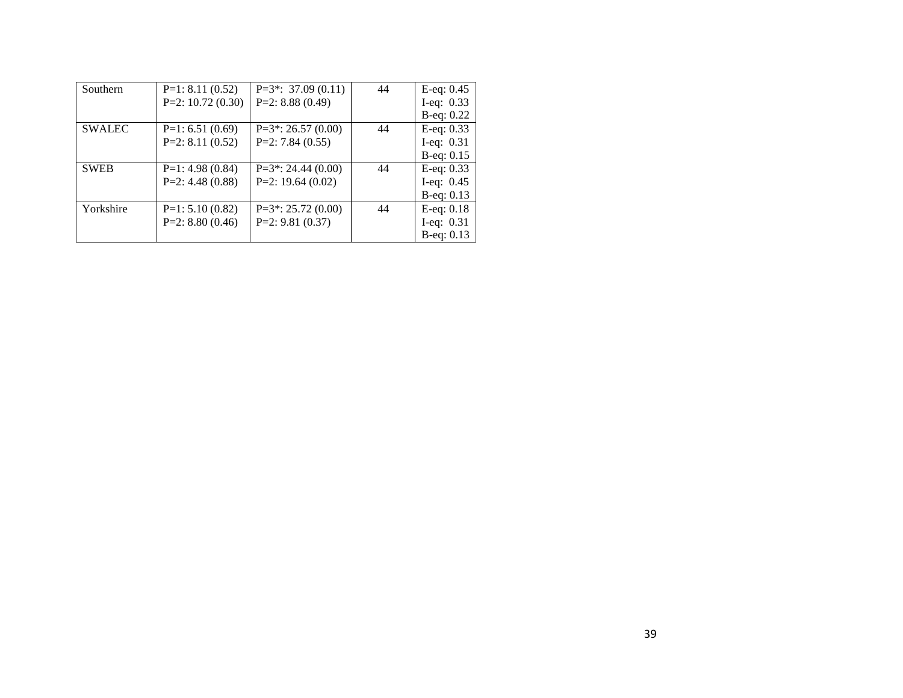| | | | | |
|---|---|---|---|---|
| Southern | P=1: 8.11 (0.52)<br>P=2: 10.72 (0.30) | P=3*: 37.09 (0.11)<br>P=2: 8.88 (0.49) | 44 | E-eq: 0.45<br>I-eq: 0.33<br>B-eq: 0.22 |
| SWALEC | P=1: 6.51 (0.69)<br>P=2: 8.11 (0.52) | P=3*: 26.57 (0.00)<br>P=2: 7.84 (0.55) | 44 | E-eq: 0.33<br>I-eq: 0.31<br>B-eq: 0.15 |
| SWEB | P=1: 4.98 (0.84)<br>P=2: 4.48 (0.88) | P=3*: 24.44 (0.00)<br>P=2: 19.64 (0.02) | 44 | E-eq: 0.33<br>I-eq: 0.45<br>B-eq: 0.13 |
| Yorkshire | P=1: 5.10 (0.82)<br>P=2: 8.80 (0.46) | P=3*: 25.72 (0.00)<br>P=2: 9.81 (0.37) | 44 | E-eq: 0.18<br>I-eq: 0.31<br>B-eq: 0.13 |